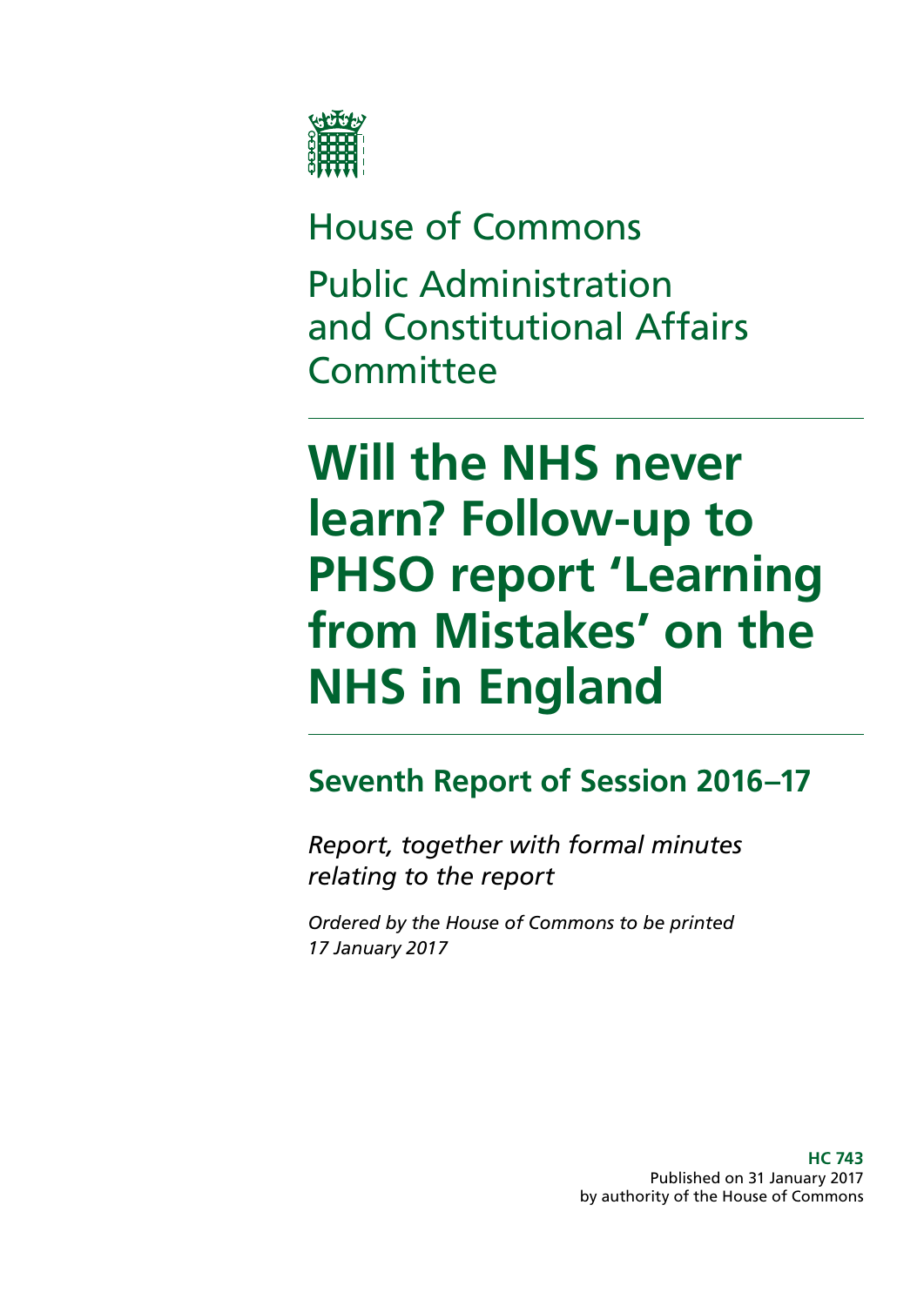House of Commons

Public Administration and Constitutional Affairs Committee

# Will the NHS never learn? Follow-up to PHSO report 'Learning from Mistakes' on the NHS in England

## Seventh Report of Session 2016–17

*Report, together with formal minutes relating to the report*

*Ordered by the House of Commons to be printed 17 January 2017*

**HC 743**
Published on 31 January 2017
by authority of the House of Commons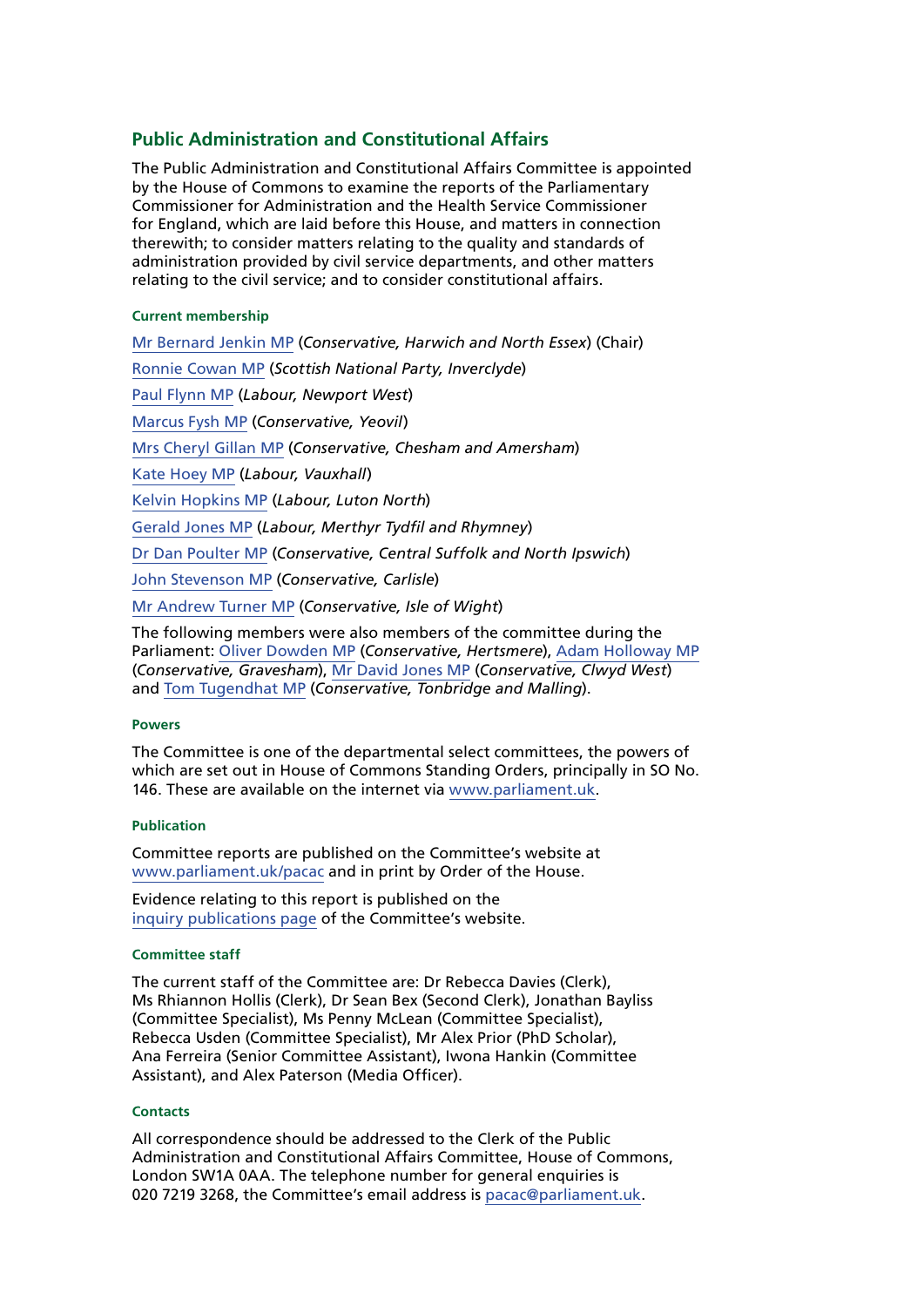## Public Administration and Constitutional Affairs

The Public Administration and Constitutional Affairs Committee is appointed by the House of Commons to examine the reports of the Parliamentary Commissioner for Administration and the Health Service Commissioner for England, which are laid before this House, and matters in connection therewith; to consider matters relating to the quality and standards of administration provided by civil service departments, and other matters relating to the civil service; and to consider constitutional affairs.

#### Current membership

Mr Bernard Jenkin MP (*Conservative, Harwich and North Essex*) (Chair)

Ronnie Cowan MP (*Scottish National Party, Inverclyde*)

Paul Flynn MP (*Labour, Newport West*)

Marcus Fysh MP (*Conservative, Yeovil*)

Mrs Cheryl Gillan MP (*Conservative, Chesham and Amersham*)

Kate Hoey MP (*Labour, Vauxhall*)

Kelvin Hopkins MP (*Labour, Luton North*)

Gerald Jones MP (*Labour, Merthyr Tydfil and Rhymney*)

Dr Dan Poulter MP (*Conservative, Central Suffolk and North Ipswich*)

John Stevenson MP (*Conservative, Carlisle*)

Mr Andrew Turner MP (*Conservative, Isle of Wight*)

The following members were also members of the committee during the Parliament: Oliver Dowden MP (*Conservative, Hertsmere*), Adam Holloway MP (*Conservative, Gravesham*), Mr David Jones MP (*Conservative, Clwyd West*) and Tom Tugendhat MP (*Conservative, Tonbridge and Malling*).

#### Powers

The Committee is one of the departmental select committees, the powers of which are set out in House of Commons Standing Orders, principally in SO No. 146. These are available on the internet via www.parliament.uk.

#### Publication

Committee reports are published on the Committee's website at www.parliament.uk/pacac and in print by Order of the House.

Evidence relating to this report is published on the inquiry publications page of the Committee's website.

#### Committee staff

The current staff of the Committee are: Dr Rebecca Davies (Clerk), Ms Rhiannon Hollis (Clerk), Dr Sean Bex (Second Clerk), Jonathan Bayliss (Committee Specialist), Ms Penny McLean (Committee Specialist), Rebecca Usden (Committee Specialist), Mr Alex Prior (PhD Scholar), Ana Ferreira (Senior Committee Assistant), Iwona Hankin (Committee Assistant), and Alex Paterson (Media Officer).

#### Contacts

All correspondence should be addressed to the Clerk of the Public Administration and Constitutional Affairs Committee, House of Commons, London SW1A 0AA. The telephone number for general enquiries is 020 7219 3268, the Committee's email address is pacac@parliament.uk.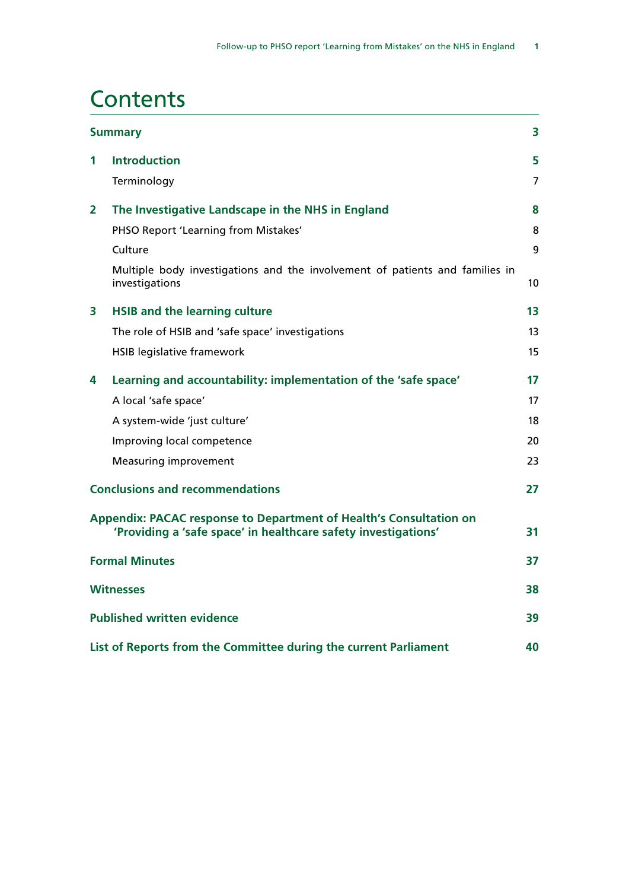# Contents

| | | |
|---|---|---|
| **Summary** | | **3** |
| **1** | **Introduction** | **5** |
| | Terminology | 7 |
| **2** | **The Investigative Landscape in the NHS in England** | **8** |
| | PHSO Report 'Learning from Mistakes' | 8 |
| | Culture | 9 |
| | Multiple body investigations and the involvement of patients and families in investigations | 10 |
| **3** | **HSIB and the learning culture** | **13** |
| | The role of HSIB and 'safe space' investigations | 13 |
| | HSIB legislative framework | 15 |
| **4** | **Learning and accountability: implementation of the 'safe space'** | **17** |
| | A local 'safe space' | 17 |
| | A system-wide 'just culture' | 18 |
| | Improving local competence | 20 |
| | Measuring improvement | 23 |
| **Conclusions and recommendations** | | **27** |
| **Appendix: PACAC response to Department of Health's Consultation on 'Providing a 'safe space' in healthcare safety investigations'** | | **31** |
| **Formal Minutes** | | **37** |
| **Witnesses** | | **38** |
| **Published written evidence** | | **39** |
| **List of Reports from the Committee during the current Parliament** | | **40** |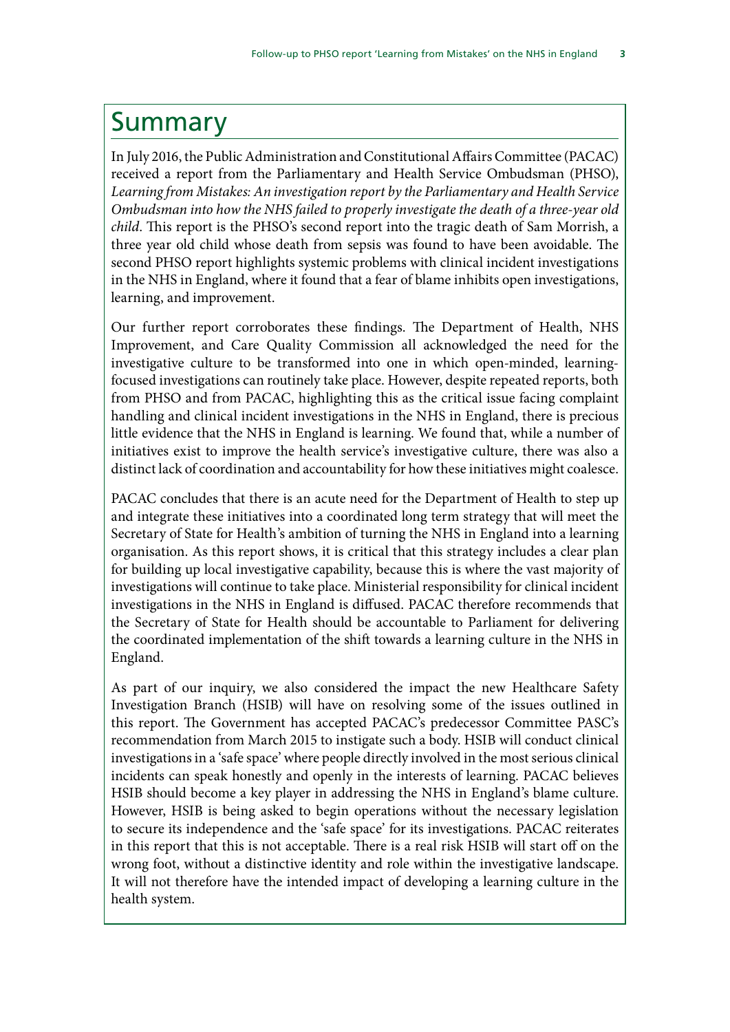# Summary

In July 2016, the Public Administration and Constitutional Affairs Committee (PACAC) received a report from the Parliamentary and Health Service Ombudsman (PHSO), *Learning from Mistakes: An investigation report by the Parliamentary and Health Service Ombudsman into how the NHS failed to properly investigate the death of a three-year old child*. This report is the PHSO's second report into the tragic death of Sam Morrish, a three year old child whose death from sepsis was found to have been avoidable. The second PHSO report highlights systemic problems with clinical incident investigations in the NHS in England, where it found that a fear of blame inhibits open investigations, learning, and improvement.

Our further report corroborates these findings. The Department of Health, NHS Improvement, and Care Quality Commission all acknowledged the need for the investigative culture to be transformed into one in which open-minded, learning-focused investigations can routinely take place. However, despite repeated reports, both from PHSO and from PACAC, highlighting this as the critical issue facing complaint handling and clinical incident investigations in the NHS in England, there is precious little evidence that the NHS in England is learning. We found that, while a number of initiatives exist to improve the health service's investigative culture, there was also a distinct lack of coordination and accountability for how these initiatives might coalesce.

PACAC concludes that there is an acute need for the Department of Health to step up and integrate these initiatives into a coordinated long term strategy that will meet the Secretary of State for Health's ambition of turning the NHS in England into a learning organisation. As this report shows, it is critical that this strategy includes a clear plan for building up local investigative capability, because this is where the vast majority of investigations will continue to take place. Ministerial responsibility for clinical incident investigations in the NHS in England is diffused. PACAC therefore recommends that the Secretary of State for Health should be accountable to Parliament for delivering the coordinated implementation of the shift towards a learning culture in the NHS in England.

As part of our inquiry, we also considered the impact the new Healthcare Safety Investigation Branch (HSIB) will have on resolving some of the issues outlined in this report. The Government has accepted PACAC's predecessor Committee PASC's recommendation from March 2015 to instigate such a body. HSIB will conduct clinical investigations in a 'safe space' where people directly involved in the most serious clinical incidents can speak honestly and openly in the interests of learning. PACAC believes HSIB should become a key player in addressing the NHS in England's blame culture. However, HSIB is being asked to begin operations without the necessary legislation to secure its independence and the 'safe space' for its investigations. PACAC reiterates in this report that this is not acceptable. There is a real risk HSIB will start off on the wrong foot, without a distinctive identity and role within the investigative landscape. It will not therefore have the intended impact of developing a learning culture in the health system.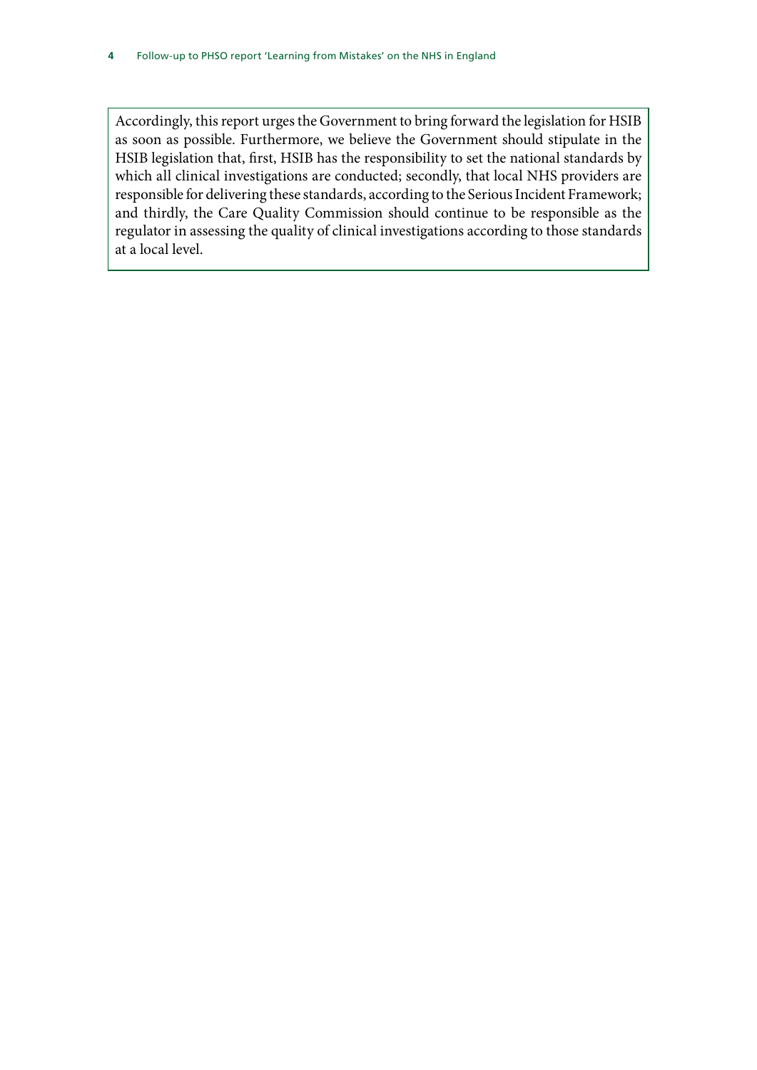Accordingly, this report urges the Government to bring forward the legislation for HSIB as soon as possible. Furthermore, we believe the Government should stipulate in the HSIB legislation that, first, HSIB has the responsibility to set the national standards by which all clinical investigations are conducted; secondly, that local NHS providers are responsible for delivering these standards, according to the Serious Incident Framework; and thirdly, the Care Quality Commission should continue to be responsible as the regulator in assessing the quality of clinical investigations according to those standards at a local level.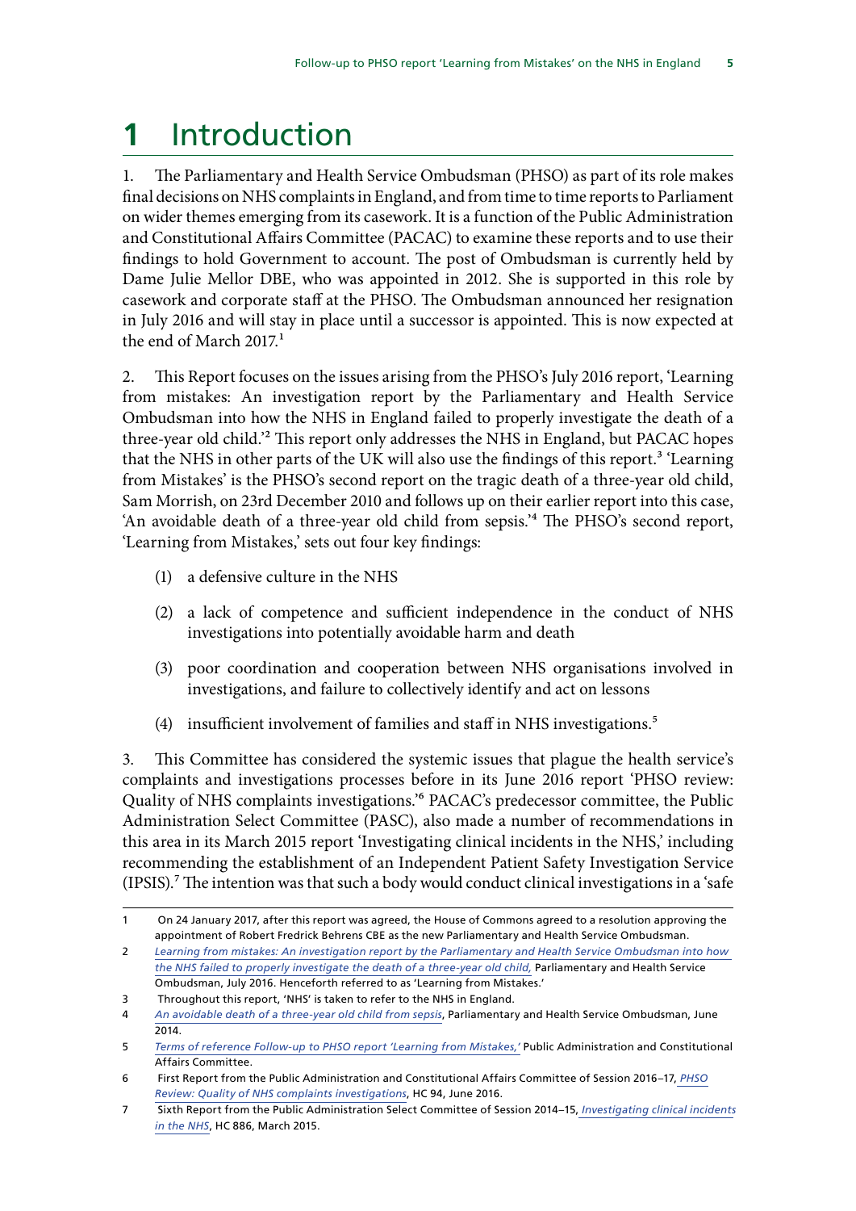# 1 Introduction

1. The Parliamentary and Health Service Ombudsman (PHSO) as part of its role makes final decisions on NHS complaints in England, and from time to time reports to Parliament on wider themes emerging from its casework. It is a function of the Public Administration and Constitutional Affairs Committee (PACAC) to examine these reports and to use their findings to hold Government to account. The post of Ombudsman is currently held by Dame Julie Mellor DBE, who was appointed in 2012. She is supported in this role by casework and corporate staff at the PHSO. The Ombudsman announced her resignation in July 2016 and will stay in place until a successor is appointed. This is now expected at the end of March 2017.[1]

2. This Report focuses on the issues arising from the PHSO's July 2016 report, 'Learning from mistakes: An investigation report by the Parliamentary and Health Service Ombudsman into how the NHS in England failed to properly investigate the death of a three-year old child.'[2] This report only addresses the NHS in England, but PACAC hopes that the NHS in other parts of the UK will also use the findings of this report.[3] 'Learning from Mistakes' is the PHSO's second report on the tragic death of a three-year old child, Sam Morrish, on 23rd December 2010 and follows up on their earlier report into this case, 'An avoidable death of a three-year old child from sepsis.'[4] The PHSO's second report, 'Learning from Mistakes,' sets out four key findings:

(1) a defensive culture in the NHS

(2) a lack of competence and sufficient independence in the conduct of NHS investigations into potentially avoidable harm and death

(3) poor coordination and cooperation between NHS organisations involved in investigations, and failure to collectively identify and act on lessons

(4) insufficient involvement of families and staff in NHS investigations.[5]

3. This Committee has considered the systemic issues that plague the health service's complaints and investigations processes before in its June 2016 report 'PHSO review: Quality of NHS complaints investigations.'[6] PACAC's predecessor committee, the Public Administration Select Committee (PASC), also made a number of recommendations in this area in its March 2015 report 'Investigating clinical incidents in the NHS,' including recommending the establishment of an Independent Patient Safety Investigation Service (IPSIS).[7] The intention was that such a body would conduct clinical investigations in a 'safe

---

1 On 24 January 2017, after this report was agreed, the House of Commons agreed to a resolution approving the appointment of Robert Fredrick Behrens CBE as the new Parliamentary and Health Service Ombudsman.

2 *Learning from mistakes: An investigation report by the Parliamentary and Health Service Ombudsman into how the NHS failed to properly investigate the death of a three-year old child,* Parliamentary and Health Service Ombudsman, July 2016. Henceforth referred to as 'Learning from Mistakes.'

3 Throughout this report, 'NHS' is taken to refer to the NHS in England.

4 *An avoidable death of a three-year old child from sepsis*, Parliamentary and Health Service Ombudsman, June 2014.

5 *Terms of reference Follow-up to PHSO report 'Learning from Mistakes,'* Public Administration and Constitutional Affairs Committee.

6 First Report from the Public Administration and Constitutional Affairs Committee of Session 2016–17, *PHSO Review: Quality of NHS complaints investigations*, HC 94, June 2016.

7 Sixth Report from the Public Administration Select Committee of Session 2014–15, *Investigating clinical incidents in the NHS*, HC 886, March 2015.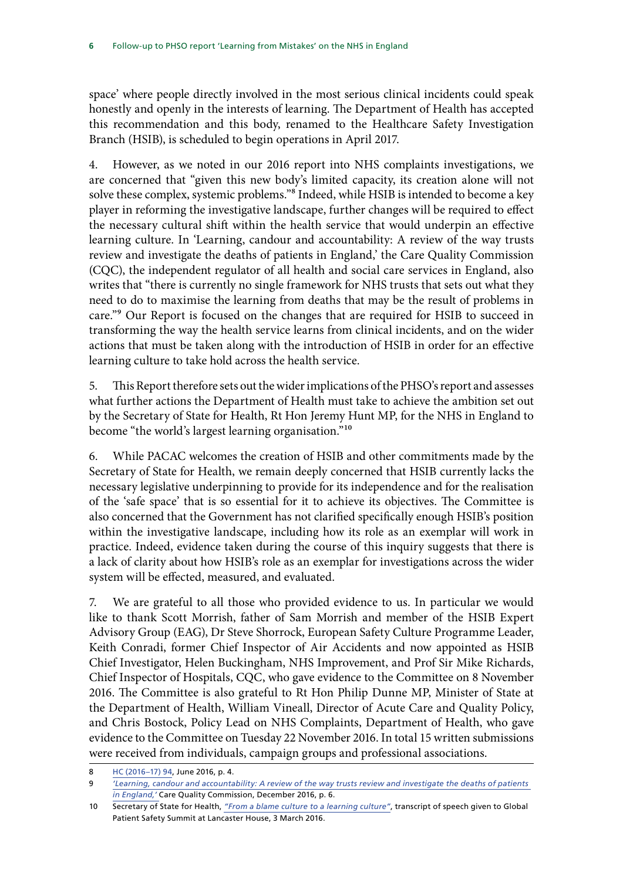space' where people directly involved in the most serious clinical incidents could speak honestly and openly in the interests of learning. The Department of Health has accepted this recommendation and this body, renamed to the Healthcare Safety Investigation Branch (HSIB), is scheduled to begin operations in April 2017.

4. However, as we noted in our 2016 report into NHS complaints investigations, we are concerned that "given this new body's limited capacity, its creation alone will not solve these complex, systemic problems."[8] Indeed, while HSIB is intended to become a key player in reforming the investigative landscape, further changes will be required to effect the necessary cultural shift within the health service that would underpin an effective learning culture. In 'Learning, candour and accountability: A review of the way trusts review and investigate the deaths of patients in England,' the Care Quality Commission (CQC), the independent regulator of all health and social care services in England, also writes that "there is currently no single framework for NHS trusts that sets out what they need to do to maximise the learning from deaths that may be the result of problems in care."[9] Our Report is focused on the changes that are required for HSIB to succeed in transforming the way the health service learns from clinical incidents, and on the wider actions that must be taken along with the introduction of HSIB in order for an effective learning culture to take hold across the health service.

5. This Report therefore sets out the wider implications of the PHSO's report and assesses what further actions the Department of Health must take to achieve the ambition set out by the Secretary of State for Health, Rt Hon Jeremy Hunt MP, for the NHS in England to become "the world's largest learning organisation."[10]

6. While PACAC welcomes the creation of HSIB and other commitments made by the Secretary of State for Health, we remain deeply concerned that HSIB currently lacks the necessary legislative underpinning to provide for its independence and for the realisation of the 'safe space' that is so essential for it to achieve its objectives. The Committee is also concerned that the Government has not clarified specifically enough HSIB's position within the investigative landscape, including how its role as an exemplar will work in practice. Indeed, evidence taken during the course of this inquiry suggests that there is a lack of clarity about how HSIB's role as an exemplar for investigations across the wider system will be effected, measured, and evaluated.

7. We are grateful to all those who provided evidence to us. In particular we would like to thank Scott Morrish, father of Sam Morrish and member of the HSIB Expert Advisory Group (EAG), Dr Steve Shorrock, European Safety Culture Programme Leader, Keith Conradi, former Chief Inspector of Air Accidents and now appointed as HSIB Chief Investigator, Helen Buckingham, NHS Improvement, and Prof Sir Mike Richards, Chief Inspector of Hospitals, CQC, who gave evidence to the Committee on 8 November 2016. The Committee is also grateful to Rt Hon Philip Dunne MP, Minister of State at the Department of Health, William Vineall, Director of Acute Care and Quality Policy, and Chris Bostock, Policy Lead on NHS Complaints, Department of Health, who gave evidence to the Committee on Tuesday 22 November 2016. In total 15 written submissions were received from individuals, campaign groups and professional associations.

---

8 HC (2016–17) 94, June 2016, p. 4.

9 *'Learning, candour and accountability: A review of the way trusts review and investigate the deaths of patients in England,'* Care Quality Commission, December 2016, p. 6.

10 Secretary of State for Health, *"From a blame culture to a learning culture"*, transcript of speech given to Global Patient Safety Summit at Lancaster House, 3 March 2016.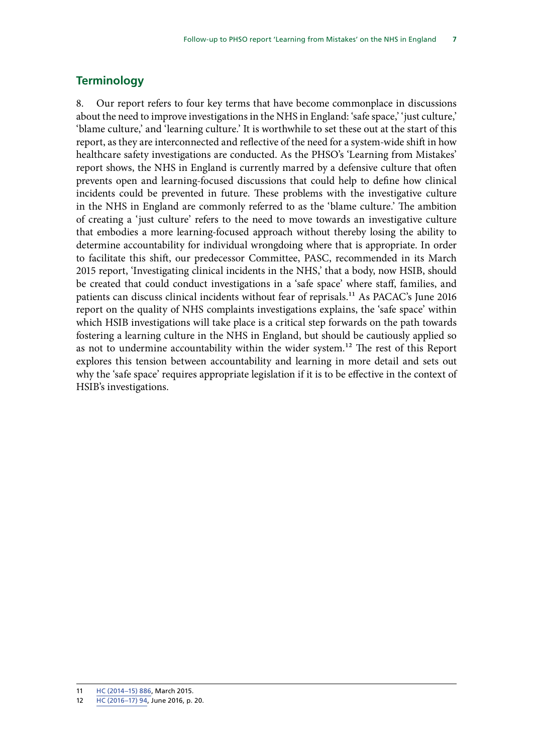## Terminology

8. Our report refers to four key terms that have become commonplace in discussions about the need to improve investigations in the NHS in England: 'safe space,' 'just culture,' 'blame culture,' and 'learning culture.' It is worthwhile to set these out at the start of this report, as they are interconnected and reflective of the need for a system-wide shift in how healthcare safety investigations are conducted. As the PHSO's 'Learning from Mistakes' report shows, the NHS in England is currently marred by a defensive culture that often prevents open and learning-focused discussions that could help to define how clinical incidents could be prevented in future. These problems with the investigative culture in the NHS in England are commonly referred to as the 'blame culture.' The ambition of creating a 'just culture' refers to the need to move towards an investigative culture that embodies a more learning-focused approach without thereby losing the ability to determine accountability for individual wrongdoing where that is appropriate. In order to facilitate this shift, our predecessor Committee, PASC, recommended in its March 2015 report, 'Investigating clinical incidents in the NHS,' that a body, now HSIB, should be created that could conduct investigations in a 'safe space' where staff, families, and patients can discuss clinical incidents without fear of reprisals.[11] As PACAC's June 2016 report on the quality of NHS complaints investigations explains, the 'safe space' within which HSIB investigations will take place is a critical step forwards on the path towards fostering a learning culture in the NHS in England, but should be cautiously applied so as not to undermine accountability within the wider system.[12] The rest of this Report explores this tension between accountability and learning in more detail and sets out why the 'safe space' requires appropriate legislation if it is to be effective in the context of HSIB's investigations.

11 HC (2014–15) 886, March 2015.

12 HC (2016–17) 94, June 2016, p. 20.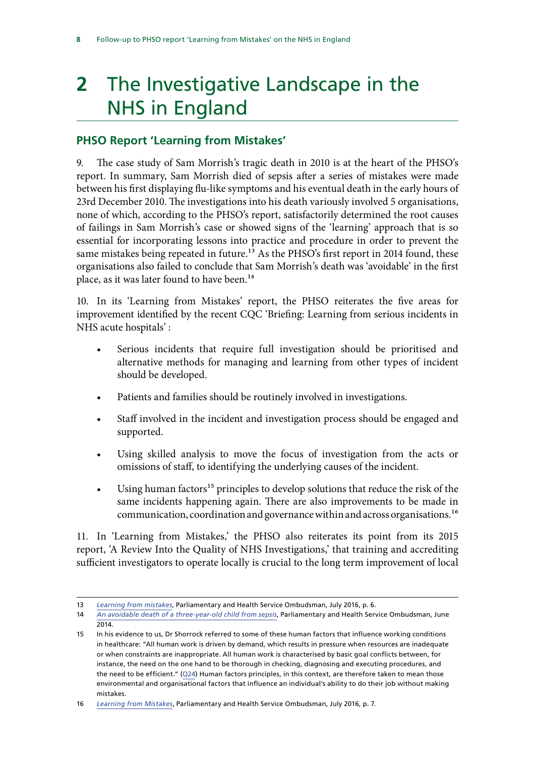# 2 The Investigative Landscape in the NHS in England

## PHSO Report 'Learning from Mistakes'

9. The case study of Sam Morrish's tragic death in 2010 is at the heart of the PHSO's report. In summary, Sam Morrish died of sepsis after a series of mistakes were made between his first displaying flu-like symptoms and his eventual death in the early hours of 23rd December 2010. The investigations into his death variously involved 5 organisations, none of which, according to the PHSO's report, satisfactorily determined the root causes of failings in Sam Morrish's case or showed signs of the 'learning' approach that is so essential for incorporating lessons into practice and procedure in order to prevent the same mistakes being repeated in future.[13] As the PHSO's first report in 2014 found, these organisations also failed to conclude that Sam Morrish's death was 'avoidable' in the first place, as it was later found to have been.[14]

10. In its 'Learning from Mistakes' report, the PHSO reiterates the five areas for improvement identified by the recent CQC 'Briefing: Learning from serious incidents in NHS acute hospitals' :

- Serious incidents that require full investigation should be prioritised and alternative methods for managing and learning from other types of incident should be developed.
- Patients and families should be routinely involved in investigations.
- Staff involved in the incident and investigation process should be engaged and supported.
- Using skilled analysis to move the focus of investigation from the acts or omissions of staff, to identifying the underlying causes of the incident.
- Using human factors[15] principles to develop solutions that reduce the risk of the same incidents happening again. There are also improvements to be made in communication, coordination and governance within and across organisations.[16]

11. In 'Learning from Mistakes,' the PHSO also reiterates its point from its 2015 report, 'A Review Into the Quality of NHS Investigations,' that training and accrediting sufficient investigators to operate locally is crucial to the long term improvement of local

---

13 *Learning from mistakes*, Parliamentary and Health Service Ombudsman, July 2016, p. 6.

14 *An avoidable death of a three-year-old child from sepsis*, Parliamentary and Health Service Ombudsman, June 2014.

15 In his evidence to us, Dr Shorrock referred to some of these human factors that influence working conditions in healthcare: "All human work is driven by demand, which results in pressure when resources are inadequate or when constraints are inappropriate. All human work is characterised by basic goal conflicts between, for instance, the need on the one hand to be thorough in checking, diagnosing and executing procedures, and the need to be efficient." (Q24) Human factors principles, in this context, are therefore taken to mean those environmental and organisational factors that influence an individual's ability to do their job without making mistakes.

16 *Learning from Mistakes*, Parliamentary and Health Service Ombudsman, July 2016, p. 7.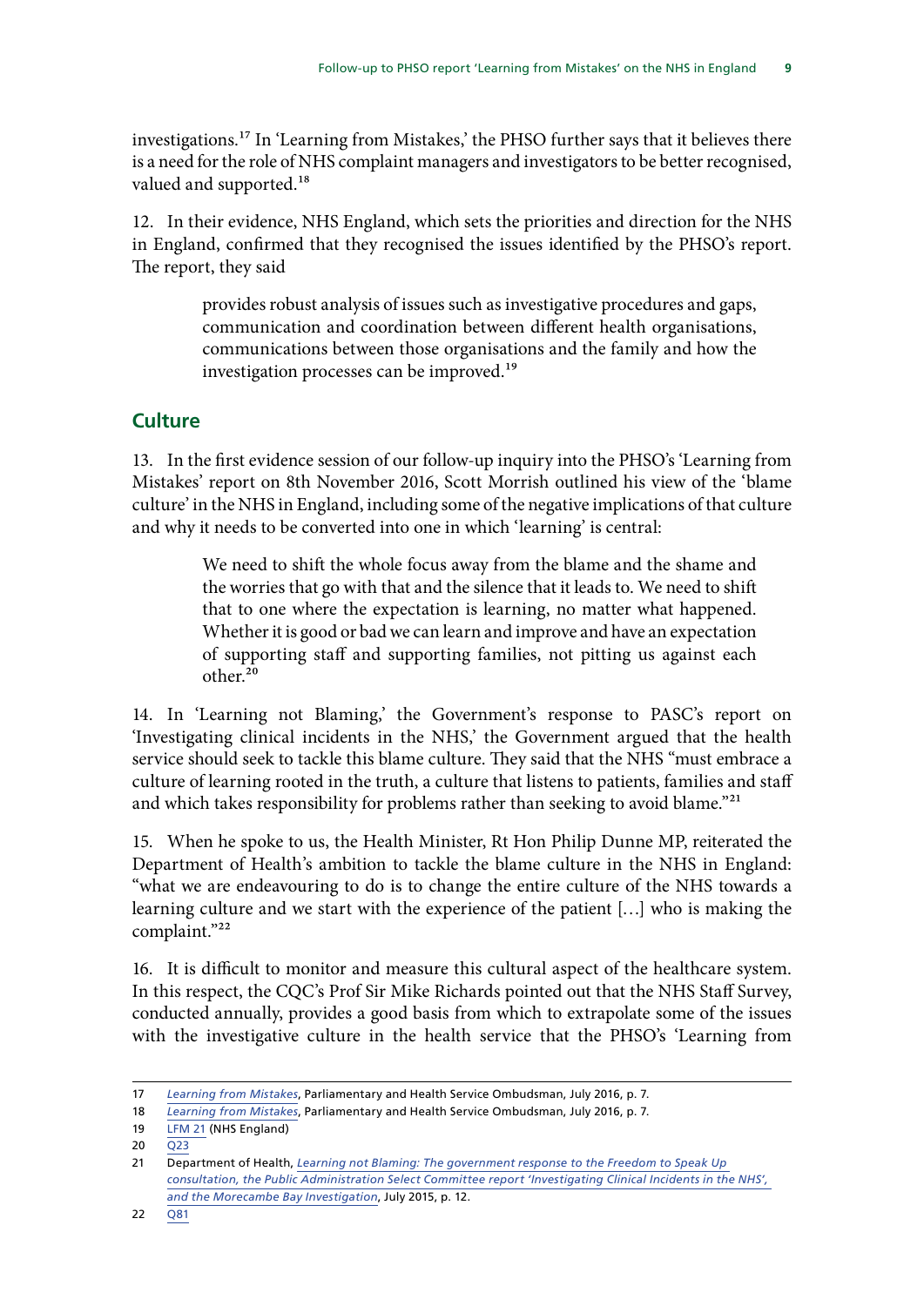investigations.[17] In 'Learning from Mistakes,' the PHSO further says that it believes there is a need for the role of NHS complaint managers and investigators to be better recognised, valued and supported.[18]

12. In their evidence, NHS England, which sets the priorities and direction for the NHS in England, confirmed that they recognised the issues identified by the PHSO's report. The report, they said

> provides robust analysis of issues such as investigative procedures and gaps, communication and coordination between different health organisations, communications between those organisations and the family and how the investigation processes can be improved.[19]

## Culture

13. In the first evidence session of our follow-up inquiry into the PHSO's 'Learning from Mistakes' report on 8th November 2016, Scott Morrish outlined his view of the 'blame culture' in the NHS in England, including some of the negative implications of that culture and why it needs to be converted into one in which 'learning' is central:

> We need to shift the whole focus away from the blame and the shame and the worries that go with that and the silence that it leads to. We need to shift that to one where the expectation is learning, no matter what happened. Whether it is good or bad we can learn and improve and have an expectation of supporting staff and supporting families, not pitting us against each other.[20]

14. In 'Learning not Blaming,' the Government's response to PASC's report on 'Investigating clinical incidents in the NHS,' the Government argued that the health service should seek to tackle this blame culture. They said that the NHS "must embrace a culture of learning rooted in the truth, a culture that listens to patients, families and staff and which takes responsibility for problems rather than seeking to avoid blame."[21]

15. When he spoke to us, the Health Minister, Rt Hon Philip Dunne MP, reiterated the Department of Health's ambition to tackle the blame culture in the NHS in England: "what we are endeavouring to do is to change the entire culture of the NHS towards a learning culture and we start with the experience of the patient […] who is making the complaint."[22]

16. It is difficult to monitor and measure this cultural aspect of the healthcare system. In this respect, the CQC's Prof Sir Mike Richards pointed out that the NHS Staff Survey, conducted annually, provides a good basis from which to extrapolate some of the issues with the investigative culture in the health service that the PHSO's 'Learning from

---

17 *Learning from Mistakes*, Parliamentary and Health Service Ombudsman, July 2016, p. 7.

18 *Learning from Mistakes*, Parliamentary and Health Service Ombudsman, July 2016, p. 7.

19 LFM 21 (NHS England)

20 Q23

21 Department of Health, *Learning not Blaming: The government response to the Freedom to Speak Up consultation, the Public Administration Select Committee report 'Investigating Clinical Incidents in the NHS', and the Morecambe Bay Investigation*, July 2015, p. 12.

22 Q81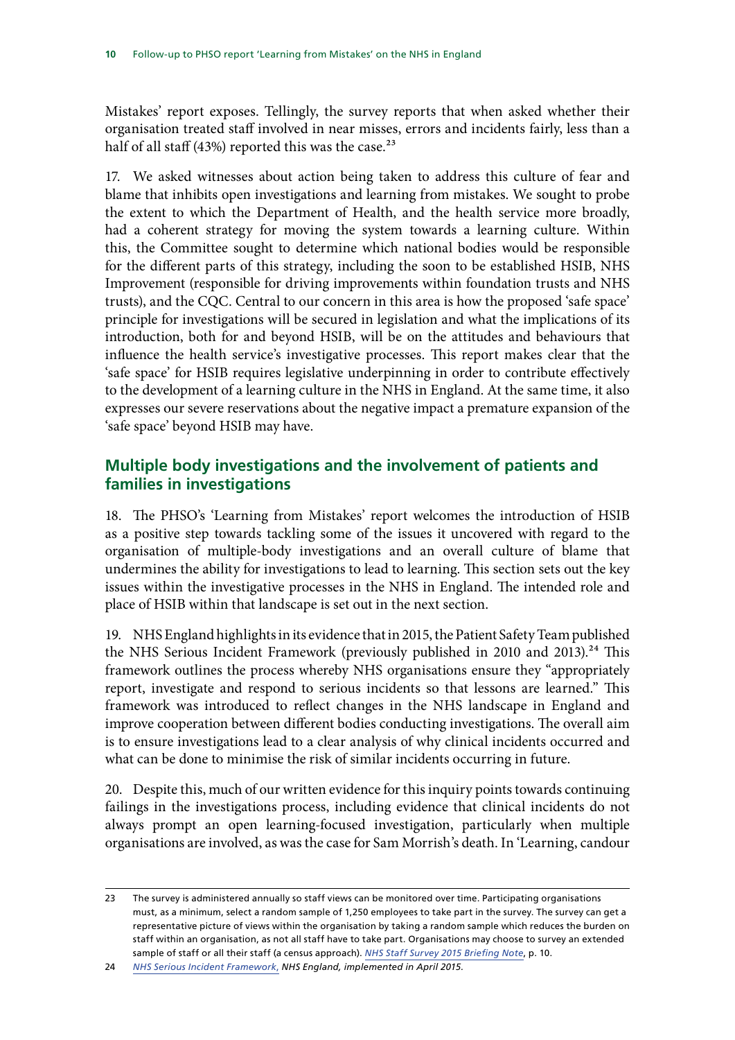Mistakes' report exposes. Tellingly, the survey reports that when asked whether their organisation treated staff involved in near misses, errors and incidents fairly, less than a half of all staff (43%) reported this was the case.[23]

17. We asked witnesses about action being taken to address this culture of fear and blame that inhibits open investigations and learning from mistakes. We sought to probe the extent to which the Department of Health, and the health service more broadly, had a coherent strategy for moving the system towards a learning culture. Within this, the Committee sought to determine which national bodies would be responsible for the different parts of this strategy, including the soon to be established HSIB, NHS Improvement (responsible for driving improvements within foundation trusts and NHS trusts), and the CQC. Central to our concern in this area is how the proposed 'safe space' principle for investigations will be secured in legislation and what the implications of its introduction, both for and beyond HSIB, will be on the attitudes and behaviours that influence the health service's investigative processes. This report makes clear that the 'safe space' for HSIB requires legislative underpinning in order to contribute effectively to the development of a learning culture in the NHS in England. At the same time, it also expresses our severe reservations about the negative impact a premature expansion of the 'safe space' beyond HSIB may have.

## Multiple body investigations and the involvement of patients and families in investigations

18. The PHSO's 'Learning from Mistakes' report welcomes the introduction of HSIB as a positive step towards tackling some of the issues it uncovered with regard to the organisation of multiple-body investigations and an overall culture of blame that undermines the ability for investigations to lead to learning. This section sets out the key issues within the investigative processes in the NHS in England. The intended role and place of HSIB within that landscape is set out in the next section.

19. NHS England highlights in its evidence that in 2015, the Patient Safety Team published the NHS Serious Incident Framework (previously published in 2010 and 2013).[24] This framework outlines the process whereby NHS organisations ensure they "appropriately report, investigate and respond to serious incidents so that lessons are learned." This framework was introduced to reflect changes in the NHS landscape in England and improve cooperation between different bodies conducting investigations. The overall aim is to ensure investigations lead to a clear analysis of why clinical incidents occurred and what can be done to minimise the risk of similar incidents occurring in future.

20. Despite this, much of our written evidence for this inquiry points towards continuing failings in the investigations process, including evidence that clinical incidents do not always prompt an open learning-focused investigation, particularly when multiple organisations are involved, as was the case for Sam Morrish's death. In 'Learning, candour

---

23 The survey is administered annually so staff views can be monitored over time. Participating organisations must, as a minimum, select a random sample of 1,250 employees to take part in the survey. The survey can get a representative picture of views within the organisation by taking a random sample which reduces the burden on staff within an organisation, as not all staff have to take part. Organisations may choose to survey an extended sample of staff or all their staff (a census approach). *NHS Staff Survey 2015 Briefing Note*, p. 10.

24 *NHS Serious Incident Framework*, *NHS England, implemented in April 2015.*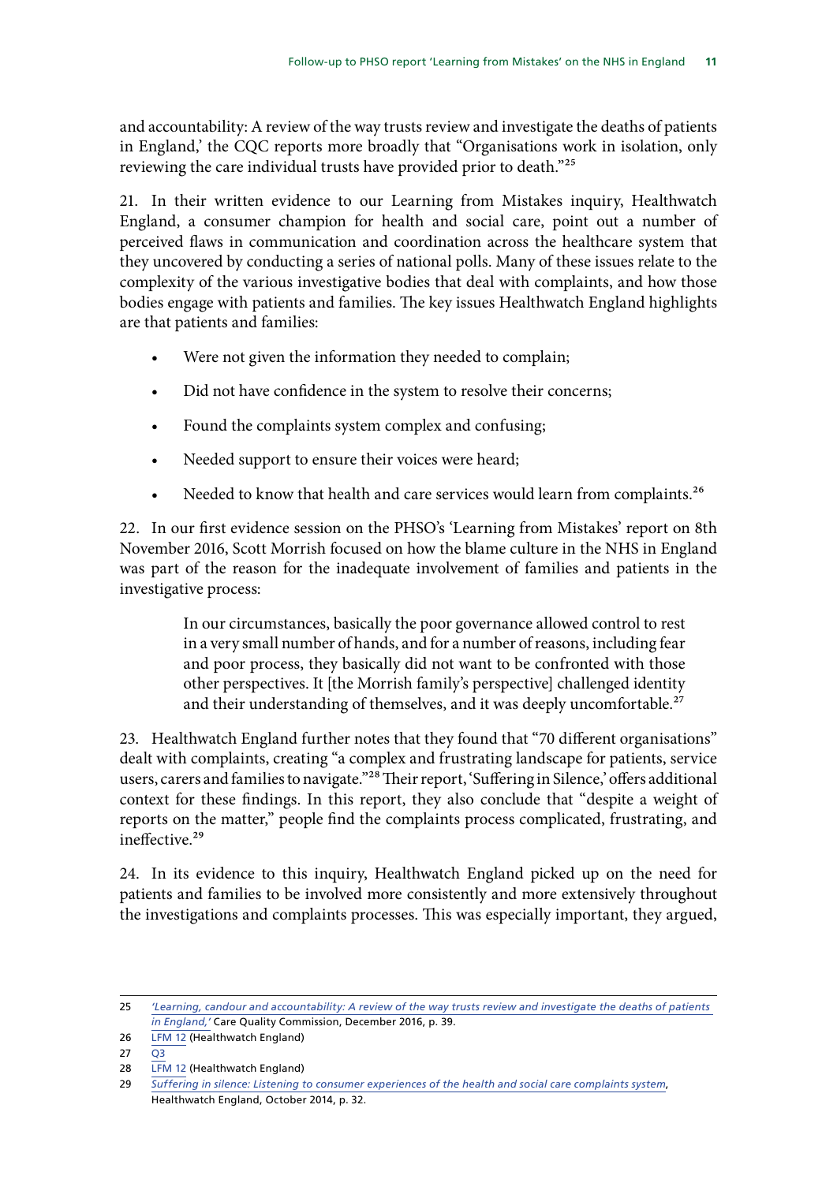and accountability: A review of the way trusts review and investigate the deaths of patients in England,' the CQC reports more broadly that "Organisations work in isolation, only reviewing the care individual trusts have provided prior to death."[25]

21. In their written evidence to our Learning from Mistakes inquiry, Healthwatch England, a consumer champion for health and social care, point out a number of perceived flaws in communication and coordination across the healthcare system that they uncovered by conducting a series of national polls. Many of these issues relate to the complexity of the various investigative bodies that deal with complaints, and how those bodies engage with patients and families. The key issues Healthwatch England highlights are that patients and families:

- Were not given the information they needed to complain;
- Did not have confidence in the system to resolve their concerns;
- Found the complaints system complex and confusing;
- Needed support to ensure their voices were heard;
- Needed to know that health and care services would learn from complaints.[26]

22. In our first evidence session on the PHSO's 'Learning from Mistakes' report on 8th November 2016, Scott Morrish focused on how the blame culture in the NHS in England was part of the reason for the inadequate involvement of families and patients in the investigative process:

> In our circumstances, basically the poor governance allowed control to rest in a very small number of hands, and for a number of reasons, including fear and poor process, they basically did not want to be confronted with those other perspectives. It [the Morrish family's perspective] challenged identity and their understanding of themselves, and it was deeply uncomfortable.[27]

23. Healthwatch England further notes that they found that "70 different organisations" dealt with complaints, creating "a complex and frustrating landscape for patients, service users, carers and families to navigate."[28] Their report, 'Suffering in Silence,' offers additional context for these findings. In this report, they also conclude that "despite a weight of reports on the matter," people find the complaints process complicated, frustrating, and ineffective.[29]

24. In its evidence to this inquiry, Healthwatch England picked up on the need for patients and families to be involved more consistently and more extensively throughout the investigations and complaints processes. This was especially important, they argued,

---

25 *'Learning, candour and accountability: A review of the way trusts review and investigate the deaths of patients in England,'* Care Quality Commission, December 2016, p. 39.

26 LFM 12 (Healthwatch England)

27 Q3

28 LFM 12 (Healthwatch England)

29 *Suffering in silence: Listening to consumer experiences of the health and social care complaints system*, Healthwatch England, October 2014, p. 32.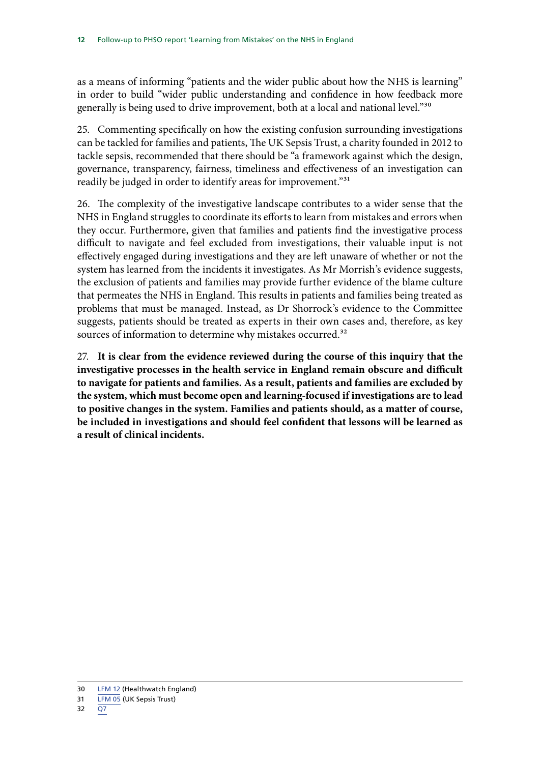as a means of informing "patients and the wider public about how the NHS is learning" in order to build "wider public understanding and confidence in how feedback more generally is being used to drive improvement, both at a local and national level."[30]

25. Commenting specifically on how the existing confusion surrounding investigations can be tackled for families and patients, The UK Sepsis Trust, a charity founded in 2012 to tackle sepsis, recommended that there should be "a framework against which the design, governance, transparency, fairness, timeliness and effectiveness of an investigation can readily be judged in order to identify areas for improvement."[31]

26. The complexity of the investigative landscape contributes to a wider sense that the NHS in England struggles to coordinate its efforts to learn from mistakes and errors when they occur. Furthermore, given that families and patients find the investigative process difficult to navigate and feel excluded from investigations, their valuable input is not effectively engaged during investigations and they are left unaware of whether or not the system has learned from the incidents it investigates. As Mr Morrish's evidence suggests, the exclusion of patients and families may provide further evidence of the blame culture that permeates the NHS in England. This results in patients and families being treated as problems that must be managed. Instead, as Dr Shorrock's evidence to the Committee suggests, patients should be treated as experts in their own cases and, therefore, as key sources of information to determine why mistakes occurred.[32]

27. **It is clear from the evidence reviewed during the course of this inquiry that the investigative processes in the health service in England remain obscure and difficult to navigate for patients and families. As a result, patients and families are excluded by the system, which must become open and learning-focused if investigations are to lead to positive changes in the system. Families and patients should, as a matter of course, be included in investigations and should feel confident that lessons will be learned as a result of clinical incidents.**

30 LFM 12 (Healthwatch England)
31 LFM 05 (UK Sepsis Trust)
32 Q7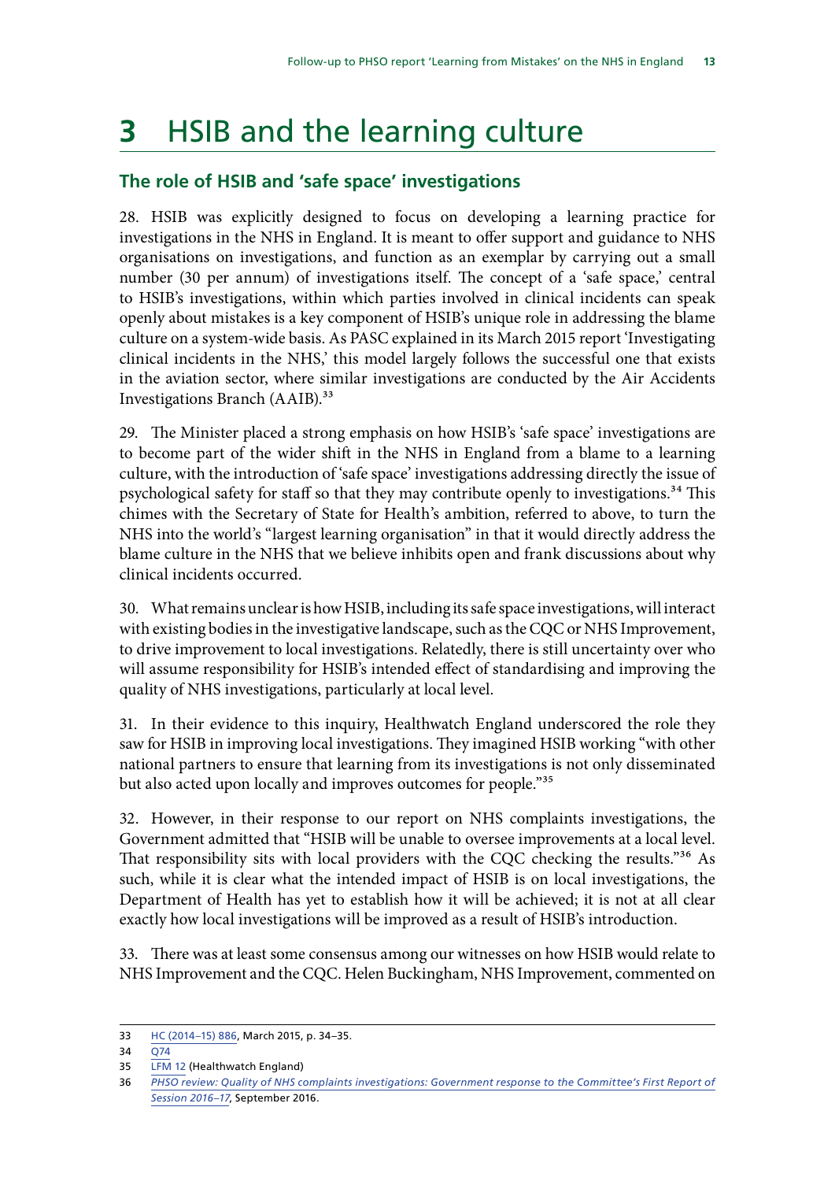# 3 HSIB and the learning culture

## The role of HSIB and 'safe space' investigations

28. HSIB was explicitly designed to focus on developing a learning practice for investigations in the NHS in England. It is meant to offer support and guidance to NHS organisations on investigations, and function as an exemplar by carrying out a small number (30 per annum) of investigations itself. The concept of a 'safe space,' central to HSIB's investigations, within which parties involved in clinical incidents can speak openly about mistakes is a key component of HSIB's unique role in addressing the blame culture on a system-wide basis. As PASC explained in its March 2015 report 'Investigating clinical incidents in the NHS,' this model largely follows the successful one that exists in the aviation sector, where similar investigations are conducted by the Air Accidents Investigations Branch (AAIB).[33]

29. The Minister placed a strong emphasis on how HSIB's 'safe space' investigations are to become part of the wider shift in the NHS in England from a blame to a learning culture, with the introduction of 'safe space' investigations addressing directly the issue of psychological safety for staff so that they may contribute openly to investigations.[34] This chimes with the Secretary of State for Health's ambition, referred to above, to turn the NHS into the world's "largest learning organisation" in that it would directly address the blame culture in the NHS that we believe inhibits open and frank discussions about why clinical incidents occurred.

30. What remains unclear is how HSIB, including its safe space investigations, will interact with existing bodies in the investigative landscape, such as the CQC or NHS Improvement, to drive improvement to local investigations. Relatedly, there is still uncertainty over who will assume responsibility for HSIB's intended effect of standardising and improving the quality of NHS investigations, particularly at local level.

31. In their evidence to this inquiry, Healthwatch England underscored the role they saw for HSIB in improving local investigations. They imagined HSIB working "with other national partners to ensure that learning from its investigations is not only disseminated but also acted upon locally and improves outcomes for people."[35]

32. However, in their response to our report on NHS complaints investigations, the Government admitted that "HSIB will be unable to oversee improvements at a local level. That responsibility sits with local providers with the CQC checking the results."[36] As such, while it is clear what the intended impact of HSIB is on local investigations, the Department of Health has yet to establish how it will be achieved; it is not at all clear exactly how local investigations will be improved as a result of HSIB's introduction.

33. There was at least some consensus among our witnesses on how HSIB would relate to NHS Improvement and the CQC. Helen Buckingham, NHS Improvement, commented on

---

33 HC (2014–15) 886, March 2015, p. 34–35.

34 Q74

35 LFM 12 (Healthwatch England)

36 *PHSO review: Quality of NHS complaints investigations: Government response to the Committee's First Report of Session 2016–17*, September 2016.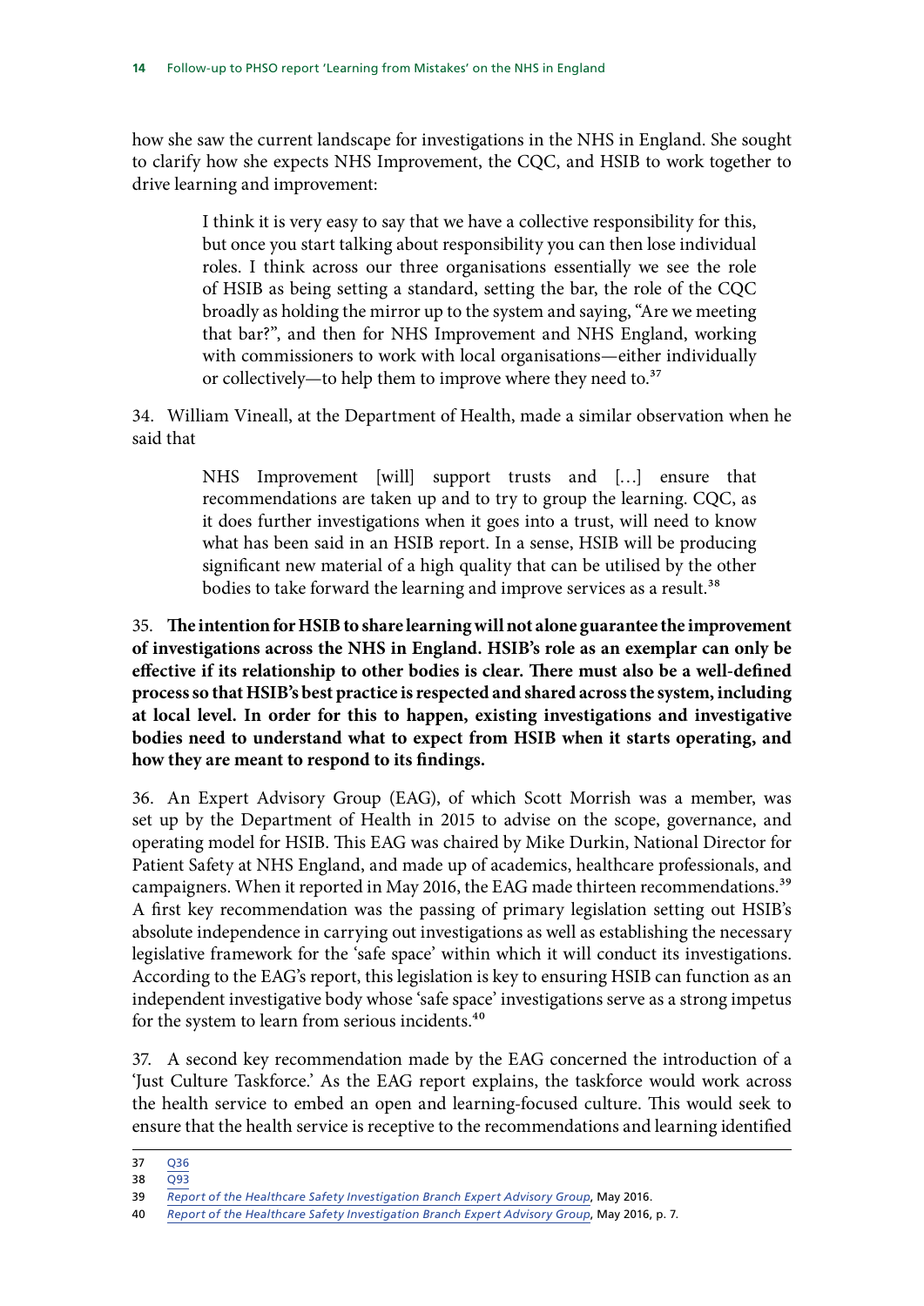how she saw the current landscape for investigations in the NHS in England. She sought to clarify how she expects NHS Improvement, the CQC, and HSIB to work together to drive learning and improvement:

> I think it is very easy to say that we have a collective responsibility for this, but once you start talking about responsibility you can then lose individual roles. I think across our three organisations essentially we see the role of HSIB as being setting a standard, setting the bar, the role of the CQC broadly as holding the mirror up to the system and saying, "Are we meeting that bar?", and then for NHS Improvement and NHS England, working with commissioners to work with local organisations—either individually or collectively—to help them to improve where they need to.[37]

34. William Vineall, at the Department of Health, made a similar observation when he said that

> NHS Improvement [will] support trusts and […] ensure that recommendations are taken up and to try to group the learning. CQC, as it does further investigations when it goes into a trust, will need to know what has been said in an HSIB report. In a sense, HSIB will be producing significant new material of a high quality that can be utilised by the other bodies to take forward the learning and improve services as a result.[38]

35. **The intention for HSIB to share learning will not alone guarantee the improvement of investigations across the NHS in England. HSIB's role as an exemplar can only be effective if its relationship to other bodies is clear. There must also be a well-defined process so that HSIB's best practice is respected and shared across the system, including at local level. In order for this to happen, existing investigations and investigative bodies need to understand what to expect from HSIB when it starts operating, and how they are meant to respond to its findings.**

36. An Expert Advisory Group (EAG), of which Scott Morrish was a member, was set up by the Department of Health in 2015 to advise on the scope, governance, and operating model for HSIB. This EAG was chaired by Mike Durkin, National Director for Patient Safety at NHS England, and made up of academics, healthcare professionals, and campaigners. When it reported in May 2016, the EAG made thirteen recommendations.[39] A first key recommendation was the passing of primary legislation setting out HSIB's absolute independence in carrying out investigations as well as establishing the necessary legislative framework for the 'safe space' within which it will conduct its investigations. According to the EAG's report, this legislation is key to ensuring HSIB can function as an independent investigative body whose 'safe space' investigations serve as a strong impetus for the system to learn from serious incidents.[40]

37. A second key recommendation made by the EAG concerned the introduction of a 'Just Culture Taskforce.' As the EAG report explains, the taskforce would work across the health service to embed an open and learning-focused culture. This would seek to ensure that the health service is receptive to the recommendations and learning identified

---

37 Q36

38 Q93

39 *Report of the Healthcare Safety Investigation Branch Expert Advisory Group*, May 2016.

40 *Report of the Healthcare Safety Investigation Branch Expert Advisory Group*, May 2016, p. 7.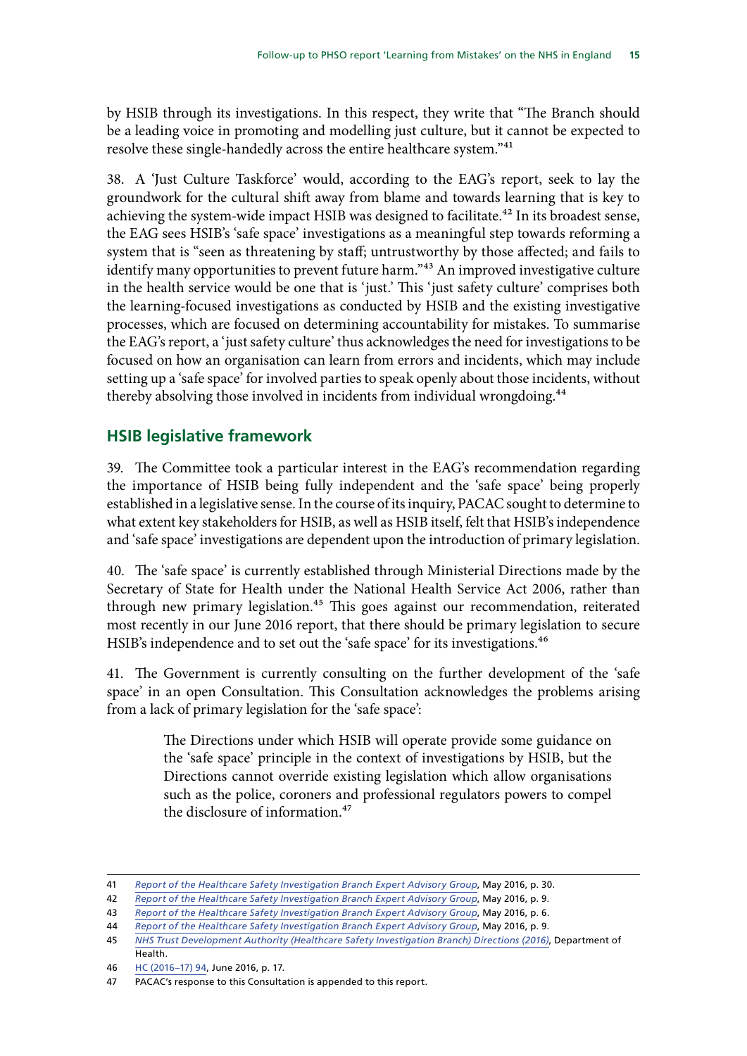by HSIB through its investigations. In this respect, they write that "The Branch should be a leading voice in promoting and modelling just culture, but it cannot be expected to resolve these single-handedly across the entire healthcare system."[41]

38. A 'Just Culture Taskforce' would, according to the EAG's report, seek to lay the groundwork for the cultural shift away from blame and towards learning that is key to achieving the system-wide impact HSIB was designed to facilitate.[42] In its broadest sense, the EAG sees HSIB's 'safe space' investigations as a meaningful step towards reforming a system that is "seen as threatening by staff; untrustworthy by those affected; and fails to identify many opportunities to prevent future harm."[43] An improved investigative culture in the health service would be one that is 'just.' This 'just safety culture' comprises both the learning-focused investigations as conducted by HSIB and the existing investigative processes, which are focused on determining accountability for mistakes. To summarise the EAG's report, a 'just safety culture' thus acknowledges the need for investigations to be focused on how an organisation can learn from errors and incidents, which may include setting up a 'safe space' for involved parties to speak openly about those incidents, without thereby absolving those involved in incidents from individual wrongdoing.[44]

## HSIB legislative framework

39. The Committee took a particular interest in the EAG's recommendation regarding the importance of HSIB being fully independent and the 'safe space' being properly established in a legislative sense. In the course of its inquiry, PACAC sought to determine to what extent key stakeholders for HSIB, as well as HSIB itself, felt that HSIB's independence and 'safe space' investigations are dependent upon the introduction of primary legislation.

40. The 'safe space' is currently established through Ministerial Directions made by the Secretary of State for Health under the National Health Service Act 2006, rather than through new primary legislation.[45] This goes against our recommendation, reiterated most recently in our June 2016 report, that there should be primary legislation to secure HSIB's independence and to set out the 'safe space' for its investigations.[46]

41. The Government is currently consulting on the further development of the 'safe space' in an open Consultation. This Consultation acknowledges the problems arising from a lack of primary legislation for the 'safe space':

> The Directions under which HSIB will operate provide some guidance on the 'safe space' principle in the context of investigations by HSIB, but the Directions cannot override existing legislation which allow organisations such as the police, coroners and professional regulators powers to compel the disclosure of information.[47]

---

41 *Report of the Healthcare Safety Investigation Branch Expert Advisory Group*, May 2016, p. 30.

42 *Report of the Healthcare Safety Investigation Branch Expert Advisory Group*, May 2016, p. 9.

43 *Report of the Healthcare Safety Investigation Branch Expert Advisory Group*, May 2016, p. 6.

44 *Report of the Healthcare Safety Investigation Branch Expert Advisory Group*, May 2016, p. 9.

45 *NHS Trust Development Authority (Healthcare Safety Investigation Branch) Directions (2016)*, Department of Health.

46 HC (2016–17) 94, June 2016, p. 17.

47 PACAC's response to this Consultation is appended to this report.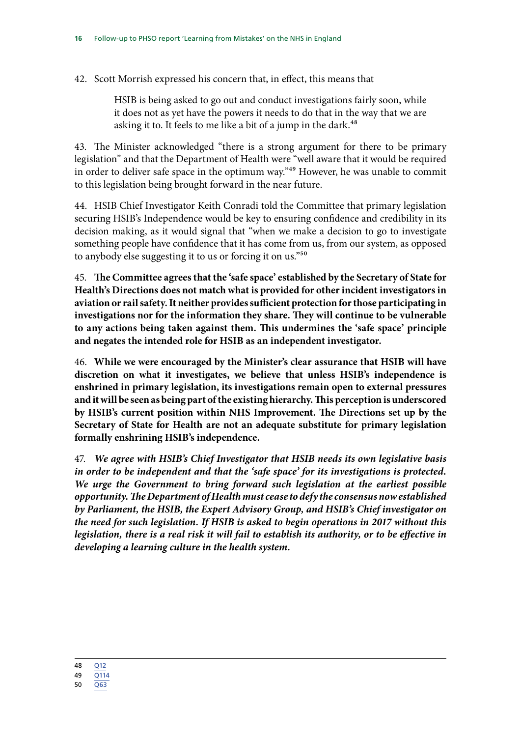42. Scott Morrish expressed his concern that, in effect, this means that

> HSIB is being asked to go out and conduct investigations fairly soon, while it does not as yet have the powers it needs to do that in the way that we are asking it to. It feels to me like a bit of a jump in the dark.[48]

43. The Minister acknowledged "there is a strong argument for there to be primary legislation" and that the Department of Health were "well aware that it would be required in order to deliver safe space in the optimum way."[49] However, he was unable to commit to this legislation being brought forward in the near future.

44. HSIB Chief Investigator Keith Conradi told the Committee that primary legislation securing HSIB's Independence would be key to ensuring confidence and credibility in its decision making, as it would signal that "when we make a decision to go to investigate something people have confidence that it has come from us, from our system, as opposed to anybody else suggesting it to us or forcing it on us."[50]

45. **The Committee agrees that the 'safe space' established by the Secretary of State for Health's Directions does not match what is provided for other incident investigators in aviation or rail safety. It neither provides sufficient protection for those participating in investigations nor for the information they share. They will continue to be vulnerable to any actions being taken against them. This undermines the 'safe space' principle and negates the intended role for HSIB as an independent investigator.**

46. **While we were encouraged by the Minister's clear assurance that HSIB will have discretion on what it investigates, we believe that unless HSIB's independence is enshrined in primary legislation, its investigations remain open to external pressures and it will be seen as being part of the existing hierarchy. This perception is underscored by HSIB's current position within NHS Improvement. The Directions set up by the Secretary of State for Health are not an adequate substitute for primary legislation formally enshrining HSIB's independence.**

47. ***We agree with HSIB's Chief Investigator that HSIB needs its own legislative basis in order to be independent and that the 'safe space' for its investigations is protected. We urge the Government to bring forward such legislation at the earliest possible opportunity. The Department of Health must cease to defy the consensus now established by Parliament, the HSIB, the Expert Advisory Group, and HSIB's Chief investigator on the need for such legislation. If HSIB is asked to begin operations in 2017 without this legislation, there is a real risk it will fail to establish its authority, or to be effective in developing a learning culture in the health system.***

---

48 Q12

49 Q114

50 Q63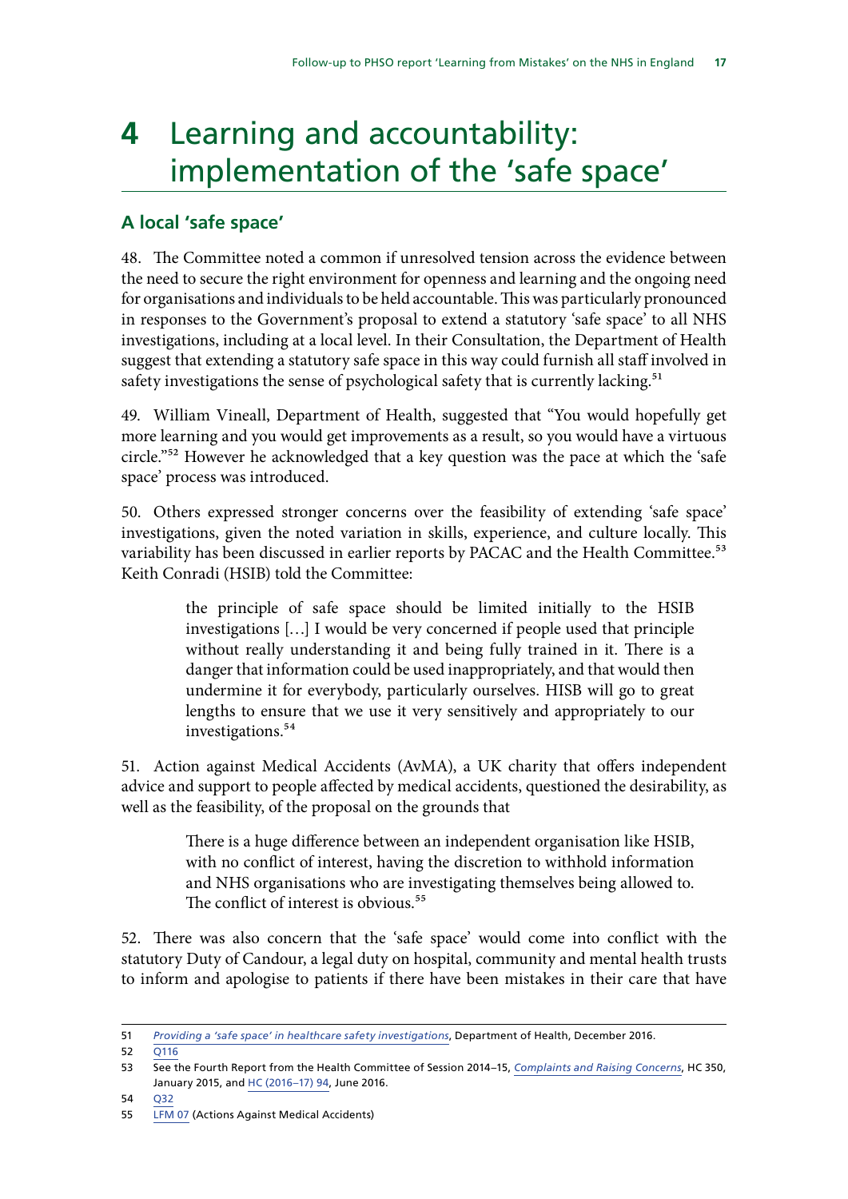# 4 Learning and accountability: implementation of the 'safe space'

## A local 'safe space'

48. The Committee noted a common if unresolved tension across the evidence between the need to secure the right environment for openness and learning and the ongoing need for organisations and individuals to be held accountable. This was particularly pronounced in responses to the Government's proposal to extend a statutory 'safe space' to all NHS investigations, including at a local level. In their Consultation, the Department of Health suggest that extending a statutory safe space in this way could furnish all staff involved in safety investigations the sense of psychological safety that is currently lacking.[51]

49. William Vineall, Department of Health, suggested that "You would hopefully get more learning and you would get improvements as a result, so you would have a virtuous circle."[52] However he acknowledged that a key question was the pace at which the 'safe space' process was introduced.

50. Others expressed stronger concerns over the feasibility of extending 'safe space' investigations, given the noted variation in skills, experience, and culture locally. This variability has been discussed in earlier reports by PACAC and the Health Committee.[53] Keith Conradi (HSIB) told the Committee:

> the principle of safe space should be limited initially to the HSIB investigations […] I would be very concerned if people used that principle without really understanding it and being fully trained in it. There is a danger that information could be used inappropriately, and that would then undermine it for everybody, particularly ourselves. HSIB will go to great lengths to ensure that we use it very sensitively and appropriately to our investigations.[54]

51. Action against Medical Accidents (AvMA), a UK charity that offers independent advice and support to people affected by medical accidents, questioned the desirability, as well as the feasibility, of the proposal on the grounds that

> There is a huge difference between an independent organisation like HSIB, with no conflict of interest, having the discretion to withhold information and NHS organisations who are investigating themselves being allowed to. The conflict of interest is obvious.[55]

52. There was also concern that the 'safe space' would come into conflict with the statutory Duty of Candour, a legal duty on hospital, community and mental health trusts to inform and apologise to patients if there have been mistakes in their care that have

---

51 *Providing a 'safe space' in healthcare safety investigations*, Department of Health, December 2016.

52 Q116

53 See the Fourth Report from the Health Committee of Session 2014–15, *Complaints and Raising Concerns*, HC 350, January 2015, and HC (2016–17) 94, June 2016.

54 Q32

55 LFM 07 (Actions Against Medical Accidents)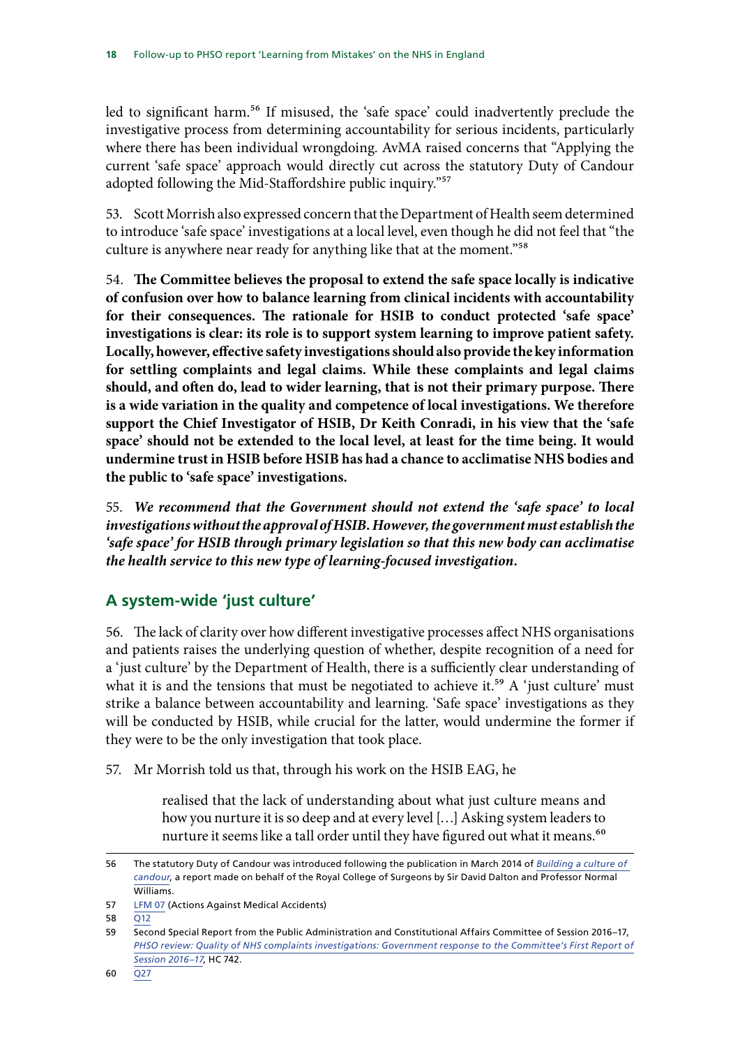led to significant harm.[56] If misused, the 'safe space' could inadvertently preclude the investigative process from determining accountability for serious incidents, particularly where there has been individual wrongdoing. AvMA raised concerns that "Applying the current 'safe space' approach would directly cut across the statutory Duty of Candour adopted following the Mid-Staffordshire public inquiry."[57]

53. Scott Morrish also expressed concern that the Department of Health seem determined to introduce 'safe space' investigations at a local level, even though he did not feel that "the culture is anywhere near ready for anything like that at the moment."[58]

54. **The Committee believes the proposal to extend the safe space locally is indicative of confusion over how to balance learning from clinical incidents with accountability for their consequences. The rationale for HSIB to conduct protected 'safe space' investigations is clear: its role is to support system learning to improve patient safety. Locally, however, effective safety investigations should also provide the key information for settling complaints and legal claims. While these complaints and legal claims should, and often do, lead to wider learning, that is not their primary purpose. There is a wide variation in the quality and competence of local investigations. We therefore support the Chief Investigator of HSIB, Dr Keith Conradi, in his view that the 'safe space' should not be extended to the local level, at least for the time being. It would undermine trust in HSIB before HSIB has had a chance to acclimatise NHS bodies and the public to 'safe space' investigations.**

55. ***We recommend that the Government should not extend the 'safe space' to local investigations without the approval of HSIB. However, the government must establish the 'safe space' for HSIB through primary legislation so that this new body can acclimatise the health service to this new type of learning-focused investigation.***

## A system-wide 'just culture'

56. The lack of clarity over how different investigative processes affect NHS organisations and patients raises the underlying question of whether, despite recognition of a need for a 'just culture' by the Department of Health, there is a sufficiently clear understanding of what it is and the tensions that must be negotiated to achieve it.[59] A 'just culture' must strike a balance between accountability and learning. 'Safe space' investigations as they will be conducted by HSIB, while crucial for the latter, would undermine the former if they were to be the only investigation that took place.

57. Mr Morrish told us that, through his work on the HSIB EAG, he

> realised that the lack of understanding about what just culture means and how you nurture it is so deep and at every level […] Asking system leaders to nurture it seems like a tall order until they have figured out what it means.[60]

---

56 The statutory Duty of Candour was introduced following the publication in March 2014 of *Building a culture of candour*, a report made on behalf of the Royal College of Surgeons by Sir David Dalton and Professor Normal Williams.

57 LFM 07 (Actions Against Medical Accidents)

58 Q12

59 Second Special Report from the Public Administration and Constitutional Affairs Committee of Session 2016–17, *PHSO review: Quality of NHS complaints investigations: Government response to the Committee's First Report of Session 2016–17*, HC 742.

60 Q27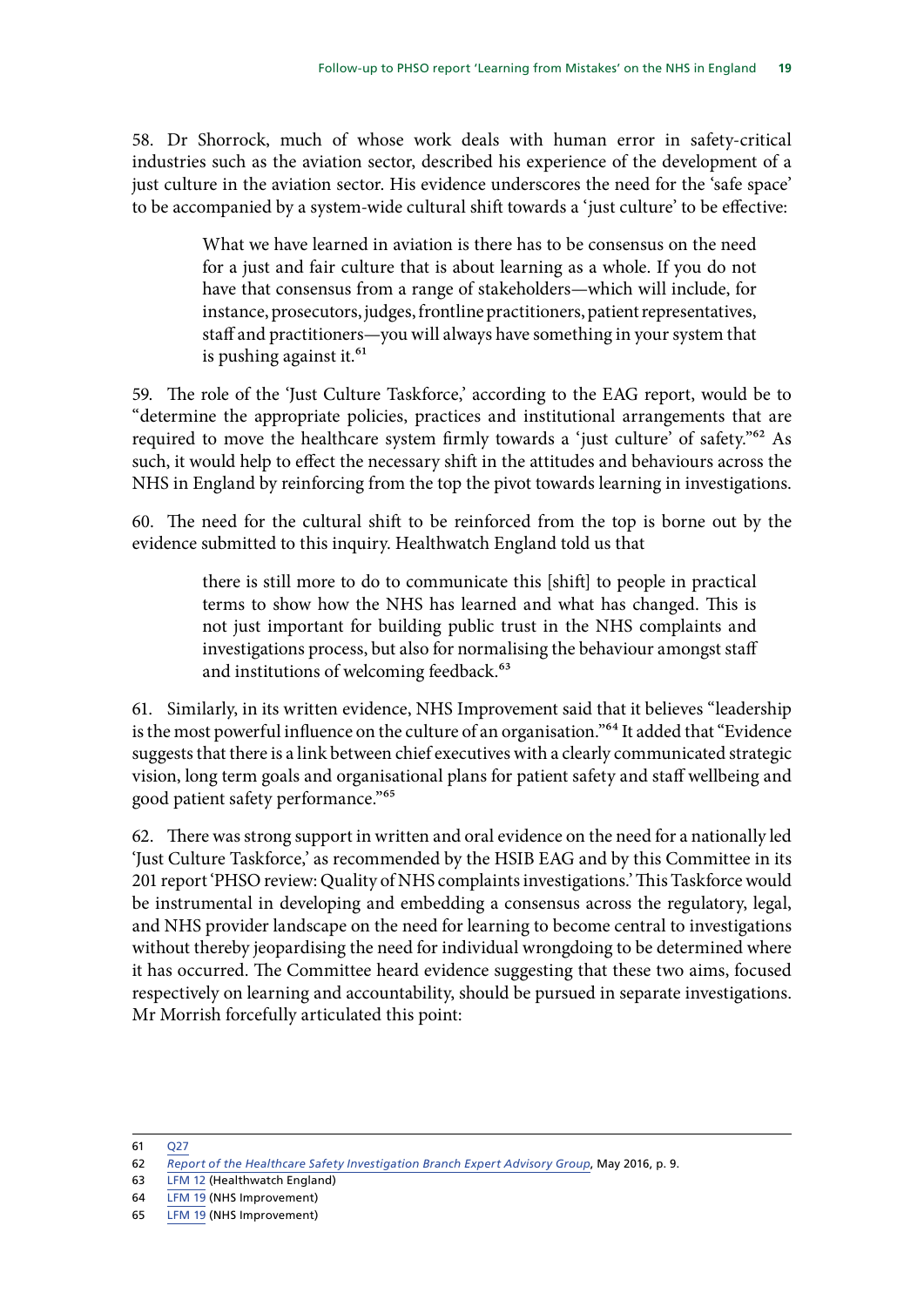58. Dr Shorrock, much of whose work deals with human error in safety-critical industries such as the aviation sector, described his experience of the development of a just culture in the aviation sector. His evidence underscores the need for the 'safe space' to be accompanied by a system-wide cultural shift towards a 'just culture' to be effective:

> What we have learned in aviation is there has to be consensus on the need for a just and fair culture that is about learning as a whole. If you do not have that consensus from a range of stakeholders—which will include, for instance, prosecutors, judges, frontline practitioners, patient representatives, staff and practitioners—you will always have something in your system that is pushing against it.[61]

59. The role of the 'Just Culture Taskforce,' according to the EAG report, would be to "determine the appropriate policies, practices and institutional arrangements that are required to move the healthcare system firmly towards a 'just culture' of safety."[62] As such, it would help to effect the necessary shift in the attitudes and behaviours across the NHS in England by reinforcing from the top the pivot towards learning in investigations.

60. The need for the cultural shift to be reinforced from the top is borne out by the evidence submitted to this inquiry. Healthwatch England told us that

> there is still more to do to communicate this [shift] to people in practical terms to show how the NHS has learned and what has changed. This is not just important for building public trust in the NHS complaints and investigations process, but also for normalising the behaviour amongst staff and institutions of welcoming feedback.[63]

61. Similarly, in its written evidence, NHS Improvement said that it believes "leadership is the most powerful influence on the culture of an organisation."[64] It added that "Evidence suggests that there is a link between chief executives with a clearly communicated strategic vision, long term goals and organisational plans for patient safety and staff wellbeing and good patient safety performance."[65]

62. There was strong support in written and oral evidence on the need for a nationally led 'Just Culture Taskforce,' as recommended by the HSIB EAG and by this Committee in its 201 report 'PHSO review: Quality of NHS complaints investigations.' This Taskforce would be instrumental in developing and embedding a consensus across the regulatory, legal, and NHS provider landscape on the need for learning to become central to investigations without thereby jeopardising the need for individual wrongdoing to be determined where it has occurred. The Committee heard evidence suggesting that these two aims, focused respectively on learning and accountability, should be pursued in separate investigations. Mr Morrish forcefully articulated this point:

---

61 Q27

62 *Report of the Healthcare Safety Investigation Branch Expert Advisory Group*, May 2016, p. 9.

63 LFM 12 (Healthwatch England)

64 LFM 19 (NHS Improvement)

65 LFM 19 (NHS Improvement)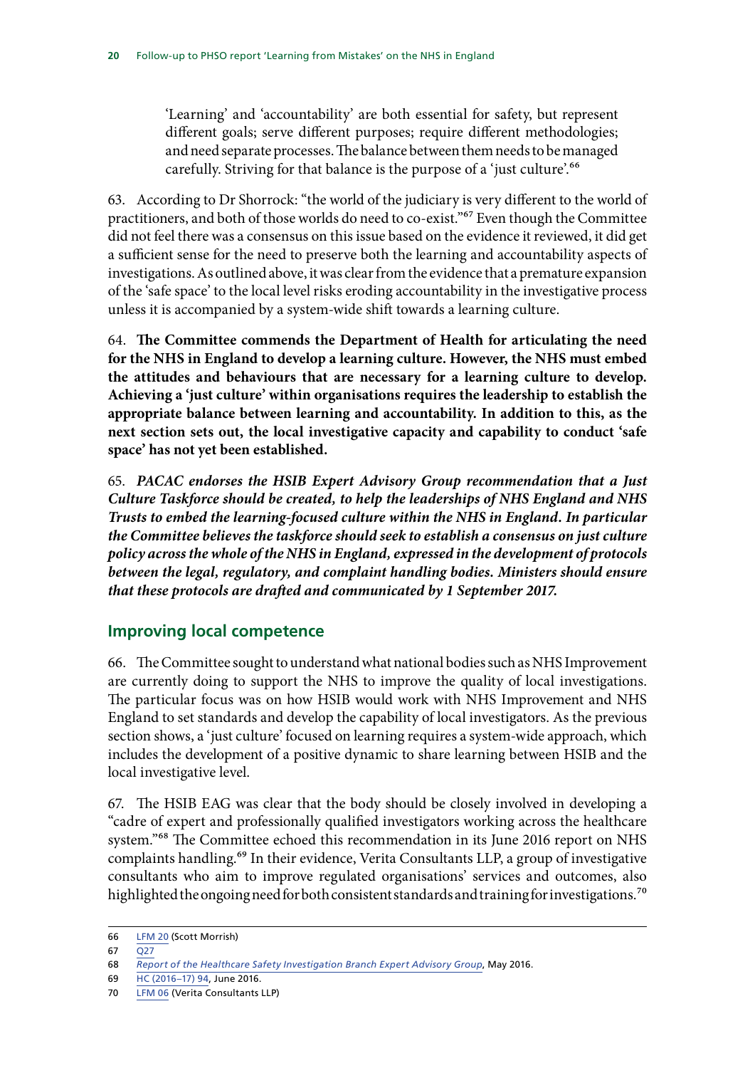> 'Learning' and 'accountability' are both essential for safety, but represent different goals; serve different purposes; require different methodologies; and need separate processes. The balance between them needs to be managed carefully. Striving for that balance is the purpose of a 'just culture'.[66]

63. According to Dr Shorrock: "the world of the judiciary is very different to the world of practitioners, and both of those worlds do need to co-exist."[67] Even though the Committee did not feel there was a consensus on this issue based on the evidence it reviewed, it did get a sufficient sense for the need to preserve both the learning and accountability aspects of investigations. As outlined above, it was clear from the evidence that a premature expansion of the 'safe space' to the local level risks eroding accountability in the investigative process unless it is accompanied by a system-wide shift towards a learning culture.

64. **The Committee commends the Department of Health for articulating the need for the NHS in England to develop a learning culture. However, the NHS must embed the attitudes and behaviours that are necessary for a learning culture to develop. Achieving a 'just culture' within organisations requires the leadership to establish the appropriate balance between learning and accountability. In addition to this, as the next section sets out, the local investigative capacity and capability to conduct 'safe space' has not yet been established.**

65. ***PACAC endorses the HSIB Expert Advisory Group recommendation that a Just Culture Taskforce should be created, to help the leaderships of NHS England and NHS Trusts to embed the learning-focused culture within the NHS in England. In particular the Committee believes the taskforce should seek to establish a consensus on just culture policy across the whole of the NHS in England, expressed in the development of protocols between the legal, regulatory, and complaint handling bodies. Ministers should ensure that these protocols are drafted and communicated by 1 September 2017.***

## Improving local competence

66. The Committee sought to understand what national bodies such as NHS Improvement are currently doing to support the NHS to improve the quality of local investigations. The particular focus was on how HSIB would work with NHS Improvement and NHS England to set standards and develop the capability of local investigators. As the previous section shows, a 'just culture' focused on learning requires a system-wide approach, which includes the development of a positive dynamic to share learning between HSIB and the local investigative level.

67. The HSIB EAG was clear that the body should be closely involved in developing a "cadre of expert and professionally qualified investigators working across the healthcare system."[68] The Committee echoed this recommendation in its June 2016 report on NHS complaints handling.[69] In their evidence, Verita Consultants LLP, a group of investigative consultants who aim to improve regulated organisations' services and outcomes, also highlighted the ongoing need for both consistent standards and training for investigations.[70]

---

66 LFM 20 (Scott Morrish)

67 Q27

68 *Report of the Healthcare Safety Investigation Branch Expert Advisory Group*, May 2016.

69 HC (2016–17) 94, June 2016.

70 LFM 06 (Verita Consultants LLP)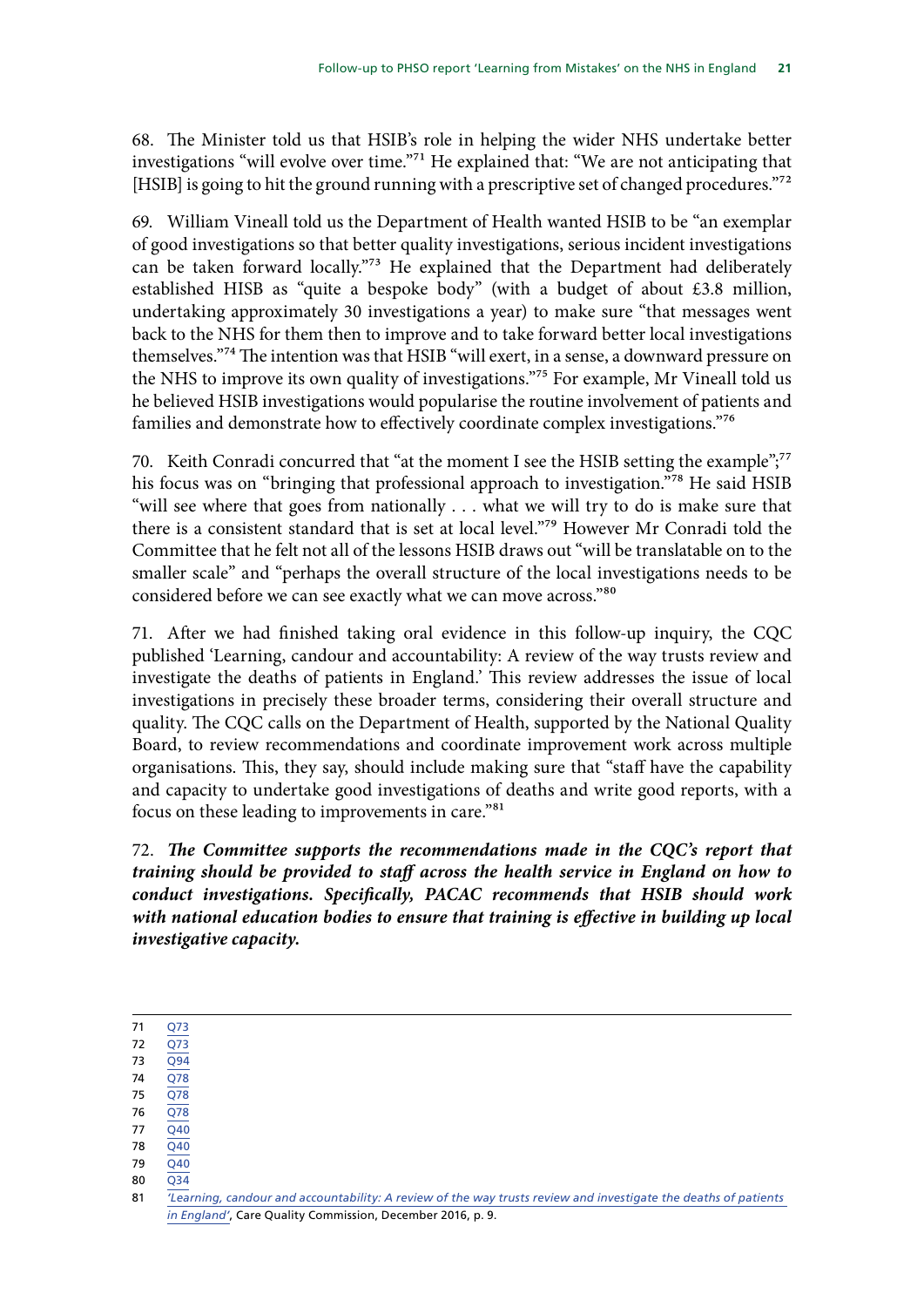68. The Minister told us that HSIB's role in helping the wider NHS undertake better investigations "will evolve over time."[71] He explained that: "We are not anticipating that [HSIB] is going to hit the ground running with a prescriptive set of changed procedures."[72]

69. William Vineall told us the Department of Health wanted HSIB to be "an exemplar of good investigations so that better quality investigations, serious incident investigations can be taken forward locally."[73] He explained that the Department had deliberately established HISB as "quite a bespoke body" (with a budget of about £3.8 million, undertaking approximately 30 investigations a year) to make sure "that messages went back to the NHS for them then to improve and to take forward better local investigations themselves."[74] The intention was that HSIB "will exert, in a sense, a downward pressure on the NHS to improve its own quality of investigations."[75] For example, Mr Vineall told us he believed HSIB investigations would popularise the routine involvement of patients and families and demonstrate how to effectively coordinate complex investigations."[76]

70. Keith Conradi concurred that "at the moment I see the HSIB setting the example";[77] his focus was on "bringing that professional approach to investigation."[78] He said HSIB "will see where that goes from nationally . . . what we will try to do is make sure that there is a consistent standard that is set at local level."[79] However Mr Conradi told the Committee that he felt not all of the lessons HSIB draws out "will be translatable on to the smaller scale" and "perhaps the overall structure of the local investigations needs to be considered before we can see exactly what we can move across."[80]

71. After we had finished taking oral evidence in this follow-up inquiry, the CQC published 'Learning, candour and accountability: A review of the way trusts review and investigate the deaths of patients in England.' This review addresses the issue of local investigations in precisely these broader terms, considering their overall structure and quality. The CQC calls on the Department of Health, supported by the National Quality Board, to review recommendations and coordinate improvement work across multiple organisations. This, they say, should include making sure that "staff have the capability and capacity to undertake good investigations of deaths and write good reports, with a focus on these leading to improvements in care."[81]

72. ***The Committee supports the recommendations made in the CQC's report that training should be provided to staff across the health service in England on how to conduct investigations. Specifically, PACAC recommends that HSIB should work with national education bodies to ensure that training is effective in building up local investigative capacity.***

---

71 Q73
72 Q73
73 Q94
74 Q78
75 Q78
76 Q78
77 Q40
78 Q40
79 Q40
80 Q34
81 *'Learning, candour and accountability: A review of the way trusts review and investigate the deaths of patients in England'*, Care Quality Commission, December 2016, p. 9.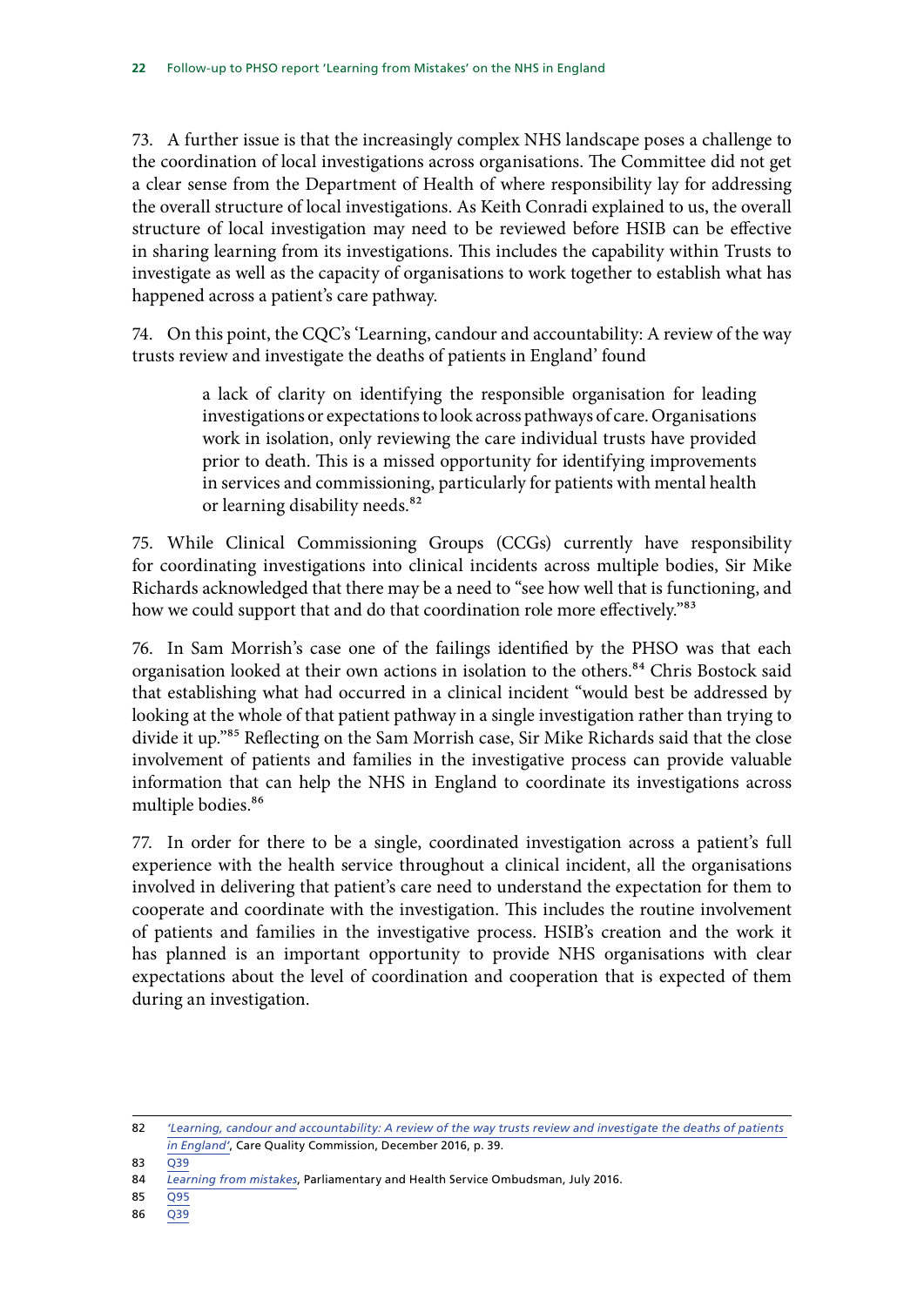73. A further issue is that the increasingly complex NHS landscape poses a challenge to the coordination of local investigations across organisations. The Committee did not get a clear sense from the Department of Health of where responsibility lay for addressing the overall structure of local investigations. As Keith Conradi explained to us, the overall structure of local investigation may need to be reviewed before HSIB can be effective in sharing learning from its investigations. This includes the capability within Trusts to investigate as well as the capacity of organisations to work together to establish what has happened across a patient's care pathway.

74. On this point, the CQC's 'Learning, candour and accountability: A review of the way trusts review and investigate the deaths of patients in England' found

> a lack of clarity on identifying the responsible organisation for leading investigations or expectations to look across pathways of care. Organisations work in isolation, only reviewing the care individual trusts have provided prior to death. This is a missed opportunity for identifying improvements in services and commissioning, particularly for patients with mental health or learning disability needs.[82]

75. While Clinical Commissioning Groups (CCGs) currently have responsibility for coordinating investigations into clinical incidents across multiple bodies, Sir Mike Richards acknowledged that there may be a need to "see how well that is functioning, and how we could support that and do that coordination role more effectively."[83]

76. In Sam Morrish's case one of the failings identified by the PHSO was that each organisation looked at their own actions in isolation to the others.[84] Chris Bostock said that establishing what had occurred in a clinical incident "would best be addressed by looking at the whole of that patient pathway in a single investigation rather than trying to divide it up."[85] Reflecting on the Sam Morrish case, Sir Mike Richards said that the close involvement of patients and families in the investigative process can provide valuable information that can help the NHS in England to coordinate its investigations across multiple bodies.[86]

77. In order for there to be a single, coordinated investigation across a patient's full experience with the health service throughout a clinical incident, all the organisations involved in delivering that patient's care need to understand the expectation for them to cooperate and coordinate with the investigation. This includes the routine involvement of patients and families in the investigative process. HSIB's creation and the work it has planned is an important opportunity to provide NHS organisations with clear expectations about the level of coordination and cooperation that is expected of them during an investigation.

---

82 *'Learning, candour and accountability: A review of the way trusts review and investigate the deaths of patients in England'*, Care Quality Commission, December 2016, p. 39.

83 Q39

84 *Learning from mistakes*, Parliamentary and Health Service Ombudsman, July 2016.

85 Q95

86 Q39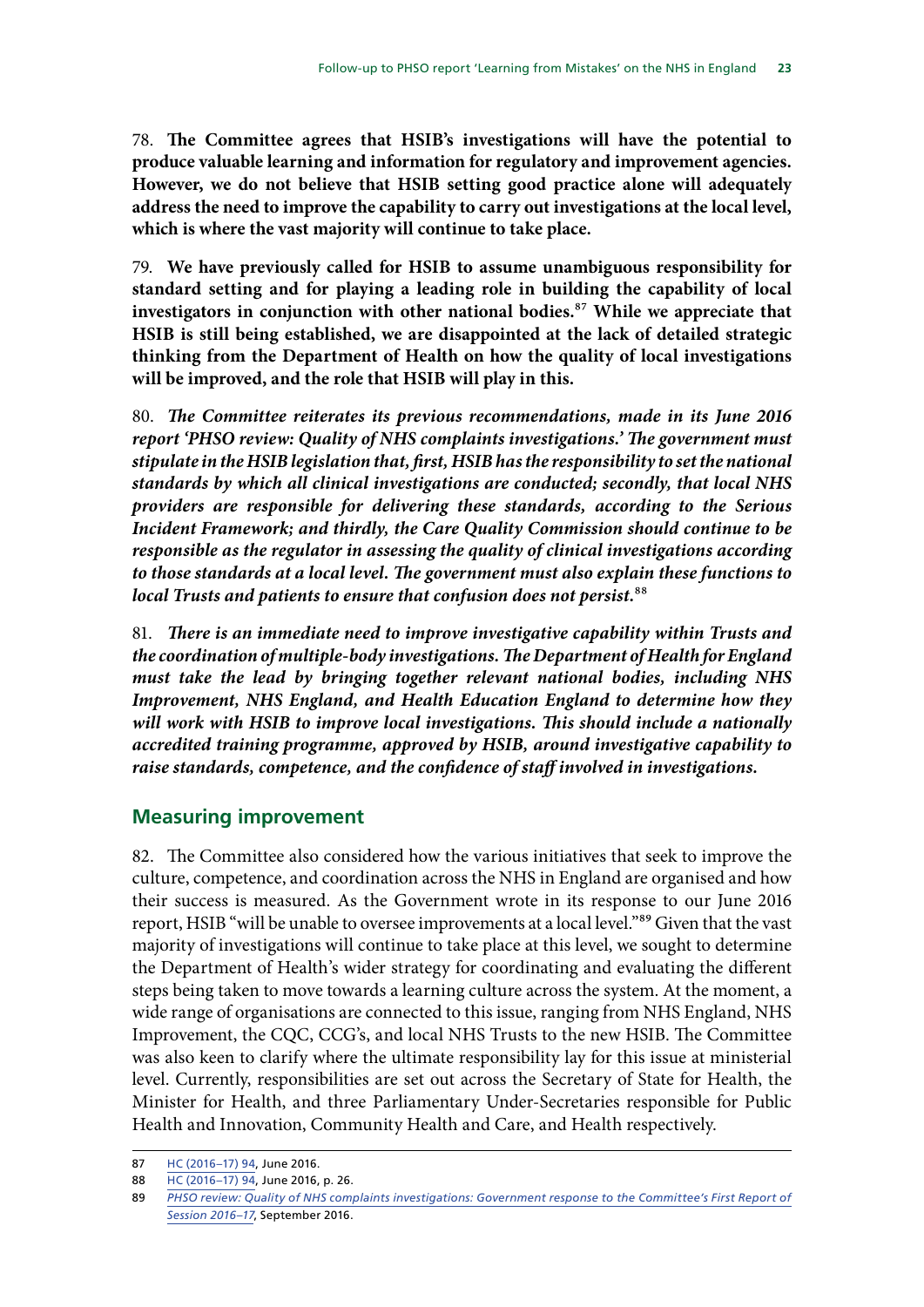78. **The Committee agrees that HSIB's investigations will have the potential to produce valuable learning and information for regulatory and improvement agencies. However, we do not believe that HSIB setting good practice alone will adequately address the need to improve the capability to carry out investigations at the local level, which is where the vast majority will continue to take place.**

79. **We have previously called for HSIB to assume unambiguous responsibility for standard setting and for playing a leading role in building the capability of local investigators in conjunction with other national bodies.[87] While we appreciate that HSIB is still being established, we are disappointed at the lack of detailed strategic thinking from the Department of Health on how the quality of local investigations will be improved, and the role that HSIB will play in this.**

80. ***The Committee reiterates its previous recommendations, made in its June 2016 report 'PHSO review: Quality of NHS complaints investigations.' The government must stipulate in the HSIB legislation that, first, HSIB has the responsibility to set the national standards by which all clinical investigations are conducted; secondly, that local NHS providers are responsible for delivering these standards, according to the Serious Incident Framework; and thirdly, the Care Quality Commission should continue to be responsible as the regulator in assessing the quality of clinical investigations according to those standards at a local level. The government must also explain these functions to local Trusts and patients to ensure that confusion does not persist.***[88]

81. ***There is an immediate need to improve investigative capability within Trusts and the coordination of multiple-body investigations. The Department of Health for England must take the lead by bringing together relevant national bodies, including NHS Improvement, NHS England, and Health Education England to determine how they will work with HSIB to improve local investigations. This should include a nationally accredited training programme, approved by HSIB, around investigative capability to raise standards, competence, and the confidence of staff involved in investigations.***

## Measuring improvement

82. The Committee also considered how the various initiatives that seek to improve the culture, competence, and coordination across the NHS in England are organised and how their success is measured. As the Government wrote in its response to our June 2016 report, HSIB "will be unable to oversee improvements at a local level."[89] Given that the vast majority of investigations will continue to take place at this level, we sought to determine the Department of Health's wider strategy for coordinating and evaluating the different steps being taken to move towards a learning culture across the system. At the moment, a wide range of organisations are connected to this issue, ranging from NHS England, NHS Improvement, the CQC, CCG's, and local NHS Trusts to the new HSIB. The Committee was also keen to clarify where the ultimate responsibility lay for this issue at ministerial level. Currently, responsibilities are set out across the Secretary of State for Health, the Minister for Health, and three Parliamentary Under-Secretaries responsible for Public Health and Innovation, Community Health and Care, and Health respectively.

---

87 HC (2016–17) 94, June 2016.

88 HC (2016–17) 94, June 2016, p. 26.

89 *PHSO review: Quality of NHS complaints investigations: Government response to the Committee's First Report of Session 2016–17*, September 2016.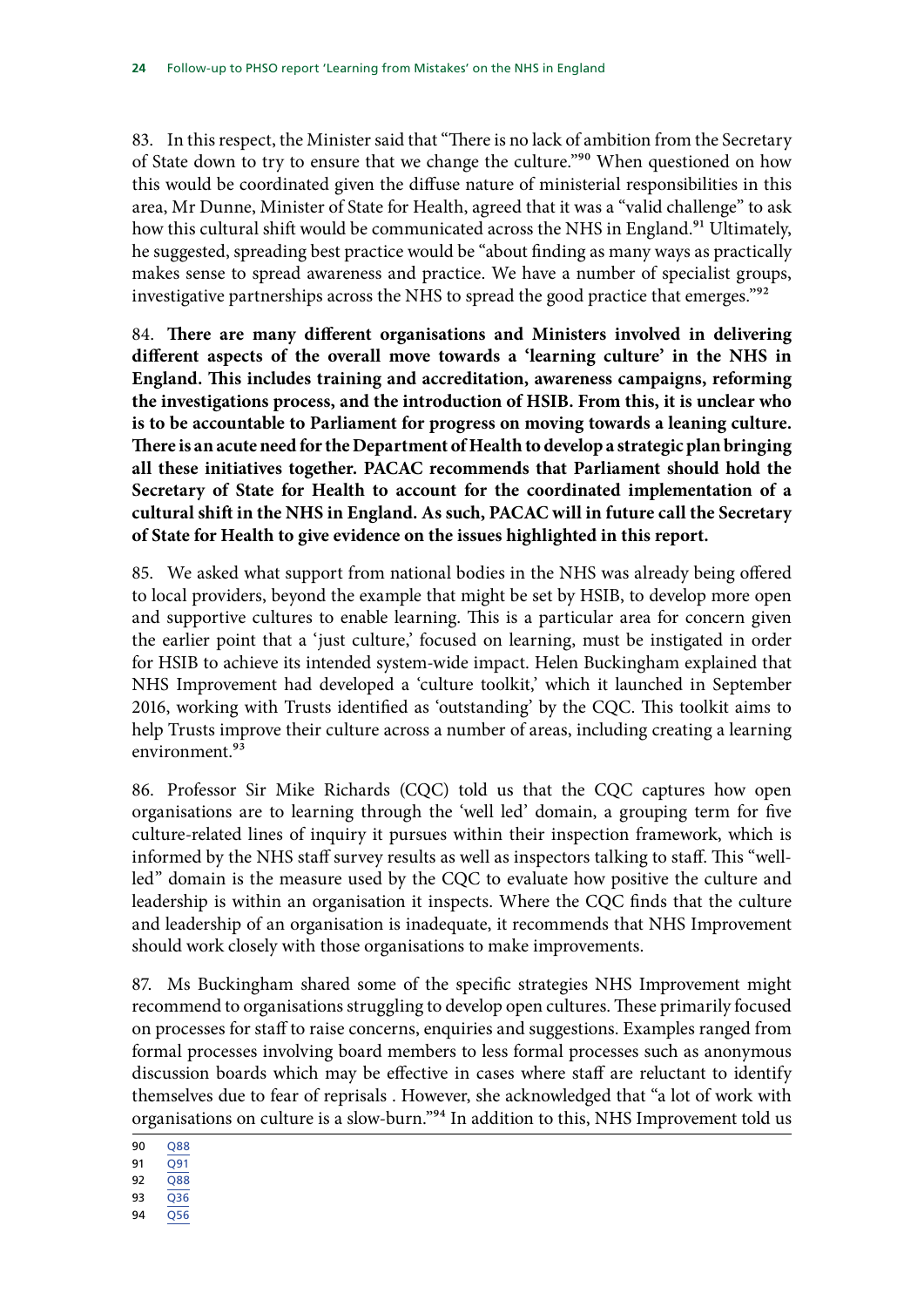83. In this respect, the Minister said that "There is no lack of ambition from the Secretary of State down to try to ensure that we change the culture."[90] When questioned on how this would be coordinated given the diffuse nature of ministerial responsibilities in this area, Mr Dunne, Minister of State for Health, agreed that it was a "valid challenge" to ask how this cultural shift would be communicated across the NHS in England.[91] Ultimately, he suggested, spreading best practice would be "about finding as many ways as practically makes sense to spread awareness and practice. We have a number of specialist groups, investigative partnerships across the NHS to spread the good practice that emerges."[92]

84. **There are many different organisations and Ministers involved in delivering different aspects of the overall move towards a 'learning culture' in the NHS in England. This includes training and accreditation, awareness campaigns, reforming the investigations process, and the introduction of HSIB. From this, it is unclear who is to be accountable to Parliament for progress on moving towards a leaning culture. There is an acute need for the Department of Health to develop a strategic plan bringing all these initiatives together. PACAC recommends that Parliament should hold the Secretary of State for Health to account for the coordinated implementation of a cultural shift in the NHS in England. As such, PACAC will in future call the Secretary of State for Health to give evidence on the issues highlighted in this report.**

85. We asked what support from national bodies in the NHS was already being offered to local providers, beyond the example that might be set by HSIB, to develop more open and supportive cultures to enable learning. This is a particular area for concern given the earlier point that a 'just culture,' focused on learning, must be instigated in order for HSIB to achieve its intended system-wide impact. Helen Buckingham explained that NHS Improvement had developed a 'culture toolkit,' which it launched in September 2016, working with Trusts identified as 'outstanding' by the CQC. This toolkit aims to help Trusts improve their culture across a number of areas, including creating a learning environment.[93]

86. Professor Sir Mike Richards (CQC) told us that the CQC captures how open organisations are to learning through the 'well led' domain, a grouping term for five culture-related lines of inquiry it pursues within their inspection framework, which is informed by the NHS staff survey results as well as inspectors talking to staff. This "well-led" domain is the measure used by the CQC to evaluate how positive the culture and leadership is within an organisation it inspects. Where the CQC finds that the culture and leadership of an organisation is inadequate, it recommends that NHS Improvement should work closely with those organisations to make improvements.

87. Ms Buckingham shared some of the specific strategies NHS Improvement might recommend to organisations struggling to develop open cultures. These primarily focused on processes for staff to raise concerns, enquiries and suggestions. Examples ranged from formal processes involving board members to less formal processes such as anonymous discussion boards which may be effective in cases where staff are reluctant to identify themselves due to fear of reprisals . However, she acknowledged that "a lot of work with organisations on culture is a slow-burn."[94] In addition to this, NHS Improvement told us

90 Q88
91 Q91
92 Q88
93 Q36
94 Q56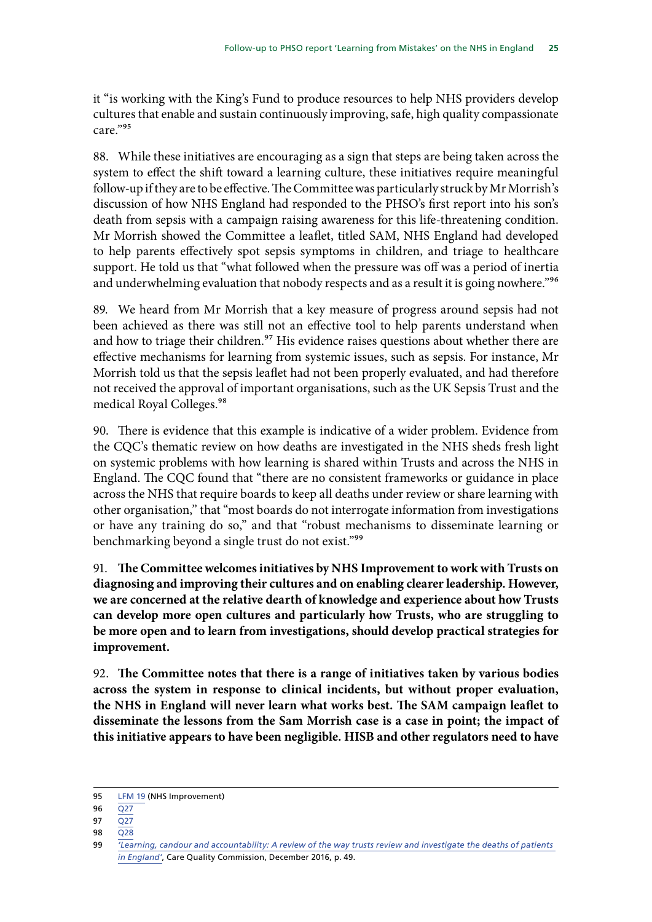it "is working with the King's Fund to produce resources to help NHS providers develop cultures that enable and sustain continuously improving, safe, high quality compassionate care."[95]

88. While these initiatives are encouraging as a sign that steps are being taken across the system to effect the shift toward a learning culture, these initiatives require meaningful follow-up if they are to be effective. The Committee was particularly struck by Mr Morrish's discussion of how NHS England had responded to the PHSO's first report into his son's death from sepsis with a campaign raising awareness for this life-threatening condition. Mr Morrish showed the Committee a leaflet, titled SAM, NHS England had developed to help parents effectively spot sepsis symptoms in children, and triage to healthcare support. He told us that "what followed when the pressure was off was a period of inertia and underwhelming evaluation that nobody respects and as a result it is going nowhere."[96]

89. We heard from Mr Morrish that a key measure of progress around sepsis had not been achieved as there was still not an effective tool to help parents understand when and how to triage their children.[97] His evidence raises questions about whether there are effective mechanisms for learning from systemic issues, such as sepsis. For instance, Mr Morrish told us that the sepsis leaflet had not been properly evaluated, and had therefore not received the approval of important organisations, such as the UK Sepsis Trust and the medical Royal Colleges.[98]

90. There is evidence that this example is indicative of a wider problem. Evidence from the CQC's thematic review on how deaths are investigated in the NHS sheds fresh light on systemic problems with how learning is shared within Trusts and across the NHS in England. The CQC found that "there are no consistent frameworks or guidance in place across the NHS that require boards to keep all deaths under review or share learning with other organisation," that "most boards do not interrogate information from investigations or have any training do so," and that "robust mechanisms to disseminate learning or benchmarking beyond a single trust do not exist."[99]

91. **The Committee welcomes initiatives by NHS Improvement to work with Trusts on diagnosing and improving their cultures and on enabling clearer leadership. However, we are concerned at the relative dearth of knowledge and experience about how Trusts can develop more open cultures and particularly how Trusts, who are struggling to be more open and to learn from investigations, should develop practical strategies for improvement.**

92. **The Committee notes that there is a range of initiatives taken by various bodies across the system in response to clinical incidents, but without proper evaluation, the NHS in England will never learn what works best. The SAM campaign leaflet to disseminate the lessons from the Sam Morrish case is a case in point; the impact of this initiative appears to have been negligible. HISB and other regulators need to have**

---

95 LFM 19 (NHS Improvement)

96 Q27

97 Q27

98 Q28

99 *'Learning, candour and accountability: A review of the way trusts review and investigate the deaths of patients in England'*, Care Quality Commission, December 2016, p. 49.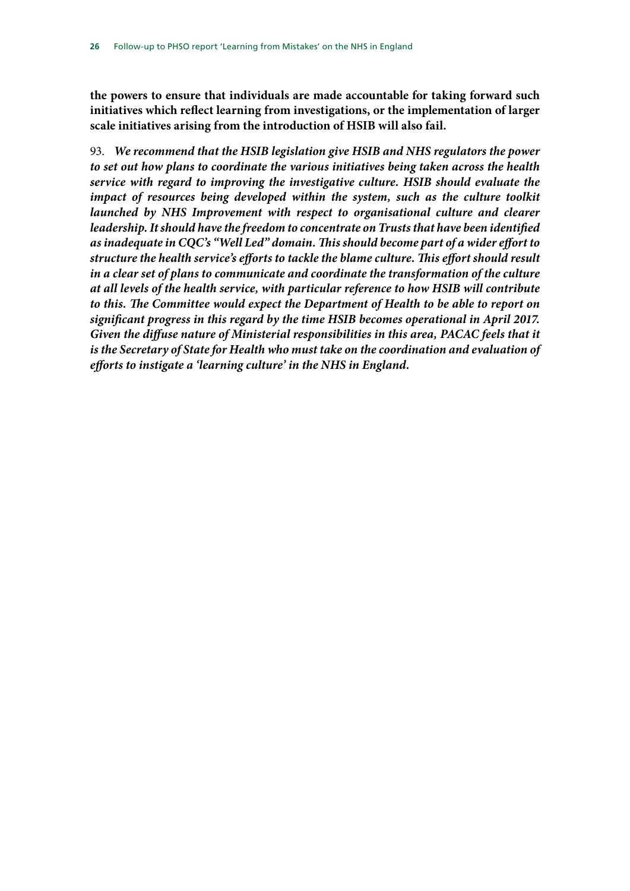**the powers to ensure that individuals are made accountable for taking forward such initiatives which reflect learning from investigations, or the implementation of larger scale initiatives arising from the introduction of HSIB will also fail.**

93. ***We recommend that the HSIB legislation give HSIB and NHS regulators the power to set out how plans to coordinate the various initiatives being taken across the health service with regard to improving the investigative culture. HSIB should evaluate the impact of resources being developed within the system, such as the culture toolkit launched by NHS Improvement with respect to organisational culture and clearer leadership. It should have the freedom to concentrate on Trusts that have been identified as inadequate in CQC's "Well Led" domain. This should become part of a wider effort to structure the health service's efforts to tackle the blame culture. This effort should result in a clear set of plans to communicate and coordinate the transformation of the culture at all levels of the health service, with particular reference to how HSIB will contribute to this. The Committee would expect the Department of Health to be able to report on significant progress in this regard by the time HSIB becomes operational in April 2017. Given the diffuse nature of Ministerial responsibilities in this area, PACAC feels that it is the Secretary of State for Health who must take on the coordination and evaluation of efforts to instigate a 'learning culture' in the NHS in England.***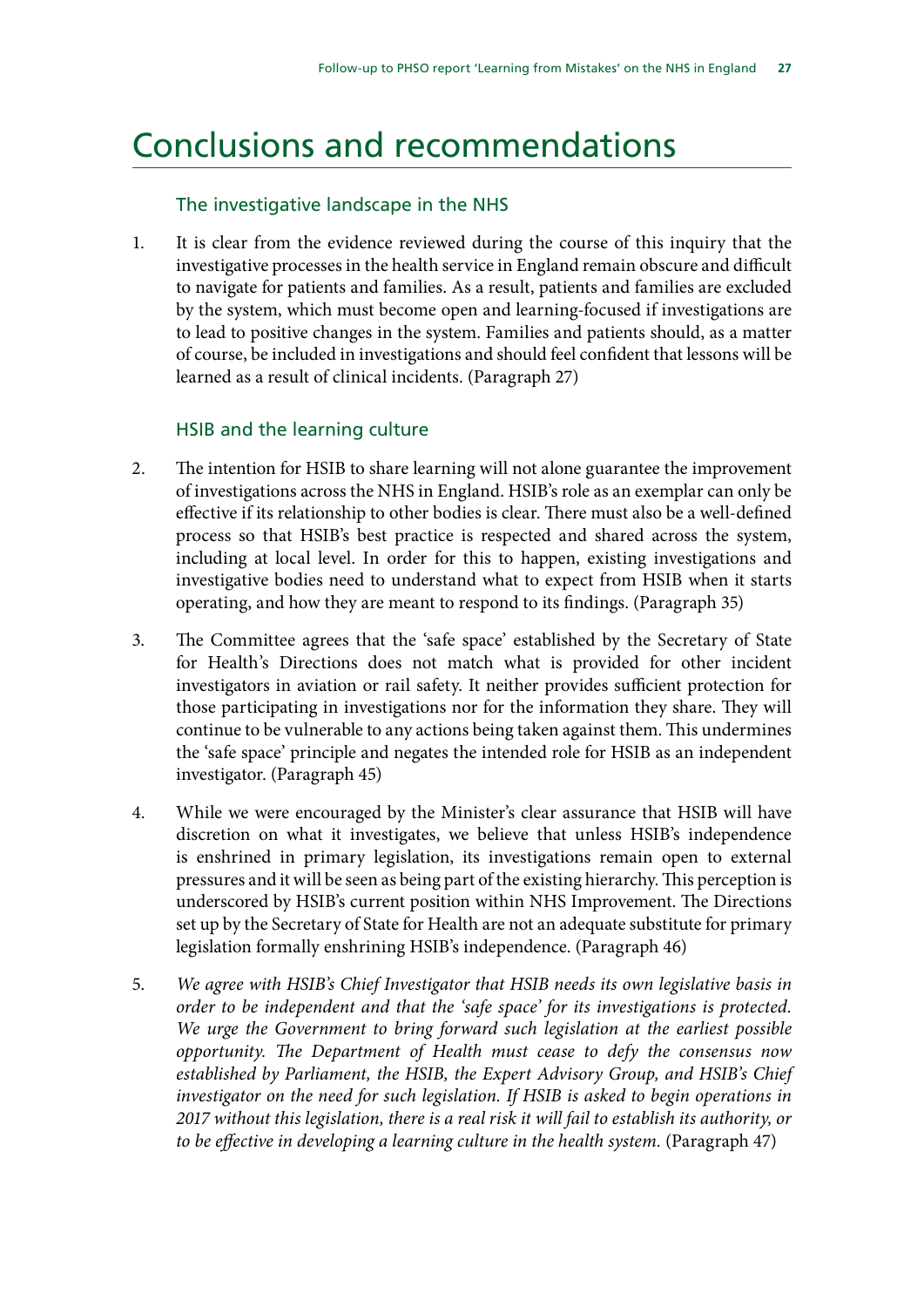# Conclusions and recommendations

## The investigative landscape in the NHS

1. It is clear from the evidence reviewed during the course of this inquiry that the investigative processes in the health service in England remain obscure and difficult to navigate for patients and families. As a result, patients and families are excluded by the system, which must become open and learning-focused if investigations are to lead to positive changes in the system. Families and patients should, as a matter of course, be included in investigations and should feel confident that lessons will be learned as a result of clinical incidents. (Paragraph 27)

## HSIB and the learning culture

2. The intention for HSIB to share learning will not alone guarantee the improvement of investigations across the NHS in England. HSIB's role as an exemplar can only be effective if its relationship to other bodies is clear. There must also be a well-defined process so that HSIB's best practice is respected and shared across the system, including at local level. In order for this to happen, existing investigations and investigative bodies need to understand what to expect from HSIB when it starts operating, and how they are meant to respond to its findings. (Paragraph 35)

3. The Committee agrees that the 'safe space' established by the Secretary of State for Health's Directions does not match what is provided for other incident investigators in aviation or rail safety. It neither provides sufficient protection for those participating in investigations nor for the information they share. They will continue to be vulnerable to any actions being taken against them. This undermines the 'safe space' principle and negates the intended role for HSIB as an independent investigator. (Paragraph 45)

4. While we were encouraged by the Minister's clear assurance that HSIB will have discretion on what it investigates, we believe that unless HSIB's independence is enshrined in primary legislation, its investigations remain open to external pressures and it will be seen as being part of the existing hierarchy. This perception is underscored by HSIB's current position within NHS Improvement. The Directions set up by the Secretary of State for Health are not an adequate substitute for primary legislation formally enshrining HSIB's independence. (Paragraph 46)

5. *We agree with HSIB's Chief Investigator that HSIB needs its own legislative basis in order to be independent and that the 'safe space' for its investigations is protected. We urge the Government to bring forward such legislation at the earliest possible opportunity. The Department of Health must cease to defy the consensus now established by Parliament, the HSIB, the Expert Advisory Group, and HSIB's Chief investigator on the need for such legislation. If HSIB is asked to begin operations in 2017 without this legislation, there is a real risk it will fail to establish its authority, or to be effective in developing a learning culture in the health system.* (Paragraph 47)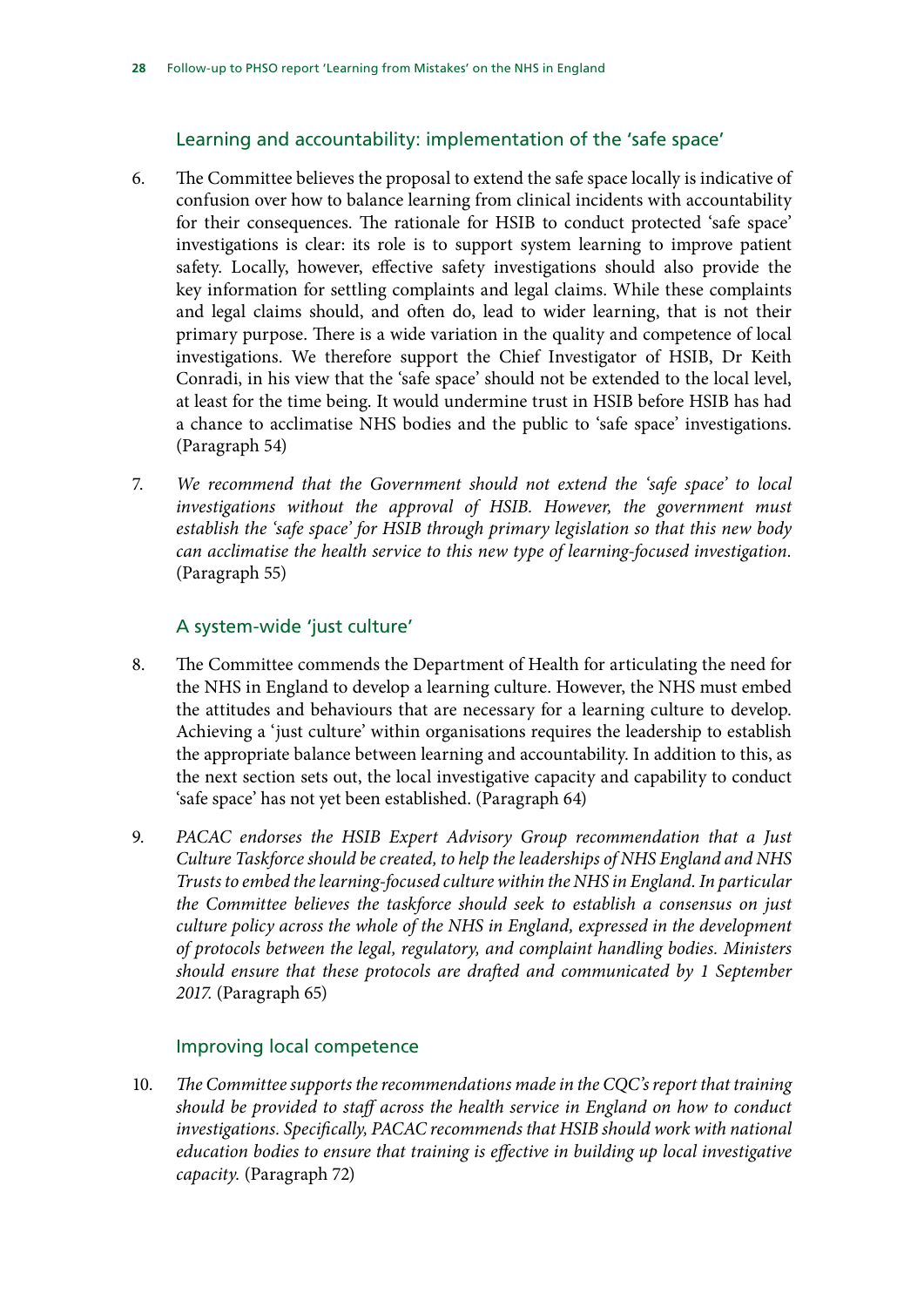### Learning and accountability: implementation of the 'safe space'

6. The Committee believes the proposal to extend the safe space locally is indicative of confusion over how to balance learning from clinical incidents with accountability for their consequences. The rationale for HSIB to conduct protected 'safe space' investigations is clear: its role is to support system learning to improve patient safety. Locally, however, effective safety investigations should also provide the key information for settling complaints and legal claims. While these complaints and legal claims should, and often do, lead to wider learning, that is not their primary purpose. There is a wide variation in the quality and competence of local investigations. We therefore support the Chief Investigator of HSIB, Dr Keith Conradi, in his view that the 'safe space' should not be extended to the local level, at least for the time being. It would undermine trust in HSIB before HSIB has had a chance to acclimatise NHS bodies and the public to 'safe space' investigations. (Paragraph 54)

7. *We recommend that the Government should not extend the 'safe space' to local investigations without the approval of HSIB. However, the government must establish the 'safe space' for HSIB through primary legislation so that this new body can acclimatise the health service to this new type of learning-focused investigation.* (Paragraph 55)

### A system-wide 'just culture'

8. The Committee commends the Department of Health for articulating the need for the NHS in England to develop a learning culture. However, the NHS must embed the attitudes and behaviours that are necessary for a learning culture to develop. Achieving a 'just culture' within organisations requires the leadership to establish the appropriate balance between learning and accountability. In addition to this, as the next section sets out, the local investigative capacity and capability to conduct 'safe space' has not yet been established. (Paragraph 64)

9. *PACAC endorses the HSIB Expert Advisory Group recommendation that a Just Culture Taskforce should be created, to help the leaderships of NHS England and NHS Trusts to embed the learning-focused culture within the NHS in England. In particular the Committee believes the taskforce should seek to establish a consensus on just culture policy across the whole of the NHS in England, expressed in the development of protocols between the legal, regulatory, and complaint handling bodies. Ministers should ensure that these protocols are drafted and communicated by 1 September 2017.* (Paragraph 65)

### Improving local competence

10. *The Committee supports the recommendations made in the CQC's report that training should be provided to staff across the health service in England on how to conduct investigations. Specifically, PACAC recommends that HSIB should work with national education bodies to ensure that training is effective in building up local investigative capacity.* (Paragraph 72)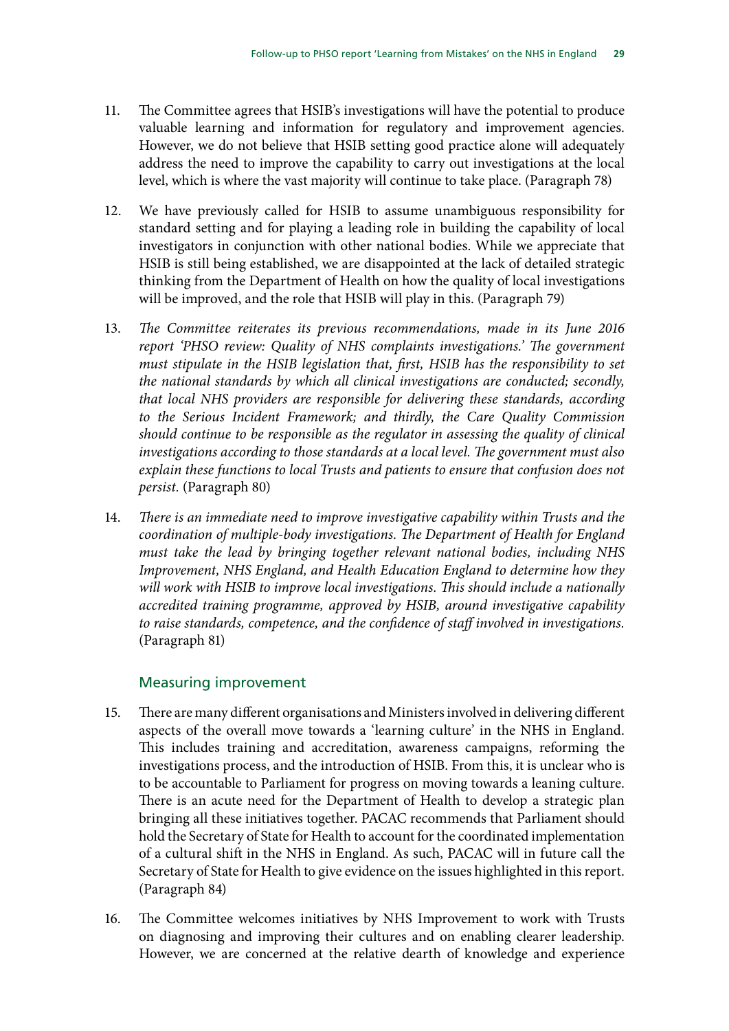11. The Committee agrees that HSIB's investigations will have the potential to produce valuable learning and information for regulatory and improvement agencies. However, we do not believe that HSIB setting good practice alone will adequately address the need to improve the capability to carry out investigations at the local level, which is where the vast majority will continue to take place. (Paragraph 78)

12. We have previously called for HSIB to assume unambiguous responsibility for standard setting and for playing a leading role in building the capability of local investigators in conjunction with other national bodies. While we appreciate that HSIB is still being established, we are disappointed at the lack of detailed strategic thinking from the Department of Health on how the quality of local investigations will be improved, and the role that HSIB will play in this. (Paragraph 79)

13. *The Committee reiterates its previous recommendations, made in its June 2016 report 'PHSO review: Quality of NHS complaints investigations.' The government must stipulate in the HSIB legislation that, first, HSIB has the responsibility to set the national standards by which all clinical investigations are conducted; secondly, that local NHS providers are responsible for delivering these standards, according to the Serious Incident Framework; and thirdly, the Care Quality Commission should continue to be responsible as the regulator in assessing the quality of clinical investigations according to those standards at a local level. The government must also explain these functions to local Trusts and patients to ensure that confusion does not persist.* (Paragraph 80)

14. *There is an immediate need to improve investigative capability within Trusts and the coordination of multiple-body investigations. The Department of Health for England must take the lead by bringing together relevant national bodies, including NHS Improvement, NHS England, and Health Education England to determine how they will work with HSIB to improve local investigations. This should include a nationally accredited training programme, approved by HSIB, around investigative capability to raise standards, competence, and the confidence of staff involved in investigations.* (Paragraph 81)

### Measuring improvement

15. There are many different organisations and Ministers involved in delivering different aspects of the overall move towards a 'learning culture' in the NHS in England. This includes training and accreditation, awareness campaigns, reforming the investigations process, and the introduction of HSIB. From this, it is unclear who is to be accountable to Parliament for progress on moving towards a leaning culture. There is an acute need for the Department of Health to develop a strategic plan bringing all these initiatives together. PACAC recommends that Parliament should hold the Secretary of State for Health to account for the coordinated implementation of a cultural shift in the NHS in England. As such, PACAC will in future call the Secretary of State for Health to give evidence on the issues highlighted in this report. (Paragraph 84)

16. The Committee welcomes initiatives by NHS Improvement to work with Trusts on diagnosing and improving their cultures and on enabling clearer leadership. However, we are concerned at the relative dearth of knowledge and experience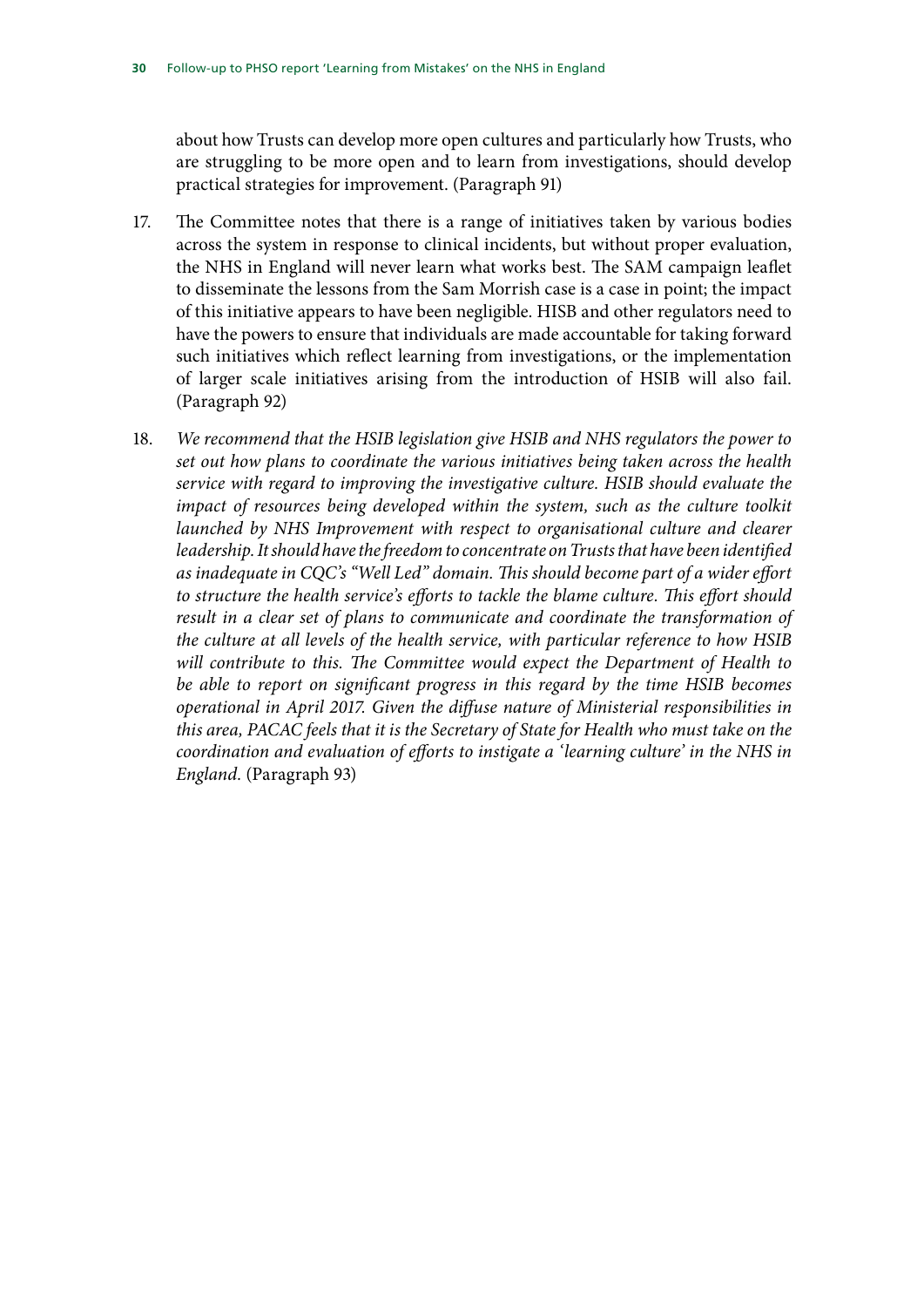about how Trusts can develop more open cultures and particularly how Trusts, who are struggling to be more open and to learn from investigations, should develop practical strategies for improvement. (Paragraph 91)

17. The Committee notes that there is a range of initiatives taken by various bodies across the system in response to clinical incidents, but without proper evaluation, the NHS in England will never learn what works best. The SAM campaign leaflet to disseminate the lessons from the Sam Morrish case is a case in point; the impact of this initiative appears to have been negligible. HISB and other regulators need to have the powers to ensure that individuals are made accountable for taking forward such initiatives which reflect learning from investigations, or the implementation of larger scale initiatives arising from the introduction of HSIB will also fail. (Paragraph 92)

18. *We recommend that the HSIB legislation give HSIB and NHS regulators the power to set out how plans to coordinate the various initiatives being taken across the health service with regard to improving the investigative culture. HSIB should evaluate the impact of resources being developed within the system, such as the culture toolkit launched by NHS Improvement with respect to organisational culture and clearer leadership. It should have the freedom to concentrate on Trusts that have been identified as inadequate in CQC's "Well Led" domain. This should become part of a wider effort to structure the health service's efforts to tackle the blame culture. This effort should result in a clear set of plans to communicate and coordinate the transformation of the culture at all levels of the health service, with particular reference to how HSIB will contribute to this. The Committee would expect the Department of Health to be able to report on significant progress in this regard by the time HSIB becomes operational in April 2017. Given the diffuse nature of Ministerial responsibilities in this area, PACAC feels that it is the Secretary of State for Health who must take on the coordination and evaluation of efforts to instigate a 'learning culture' in the NHS in England.* (Paragraph 93)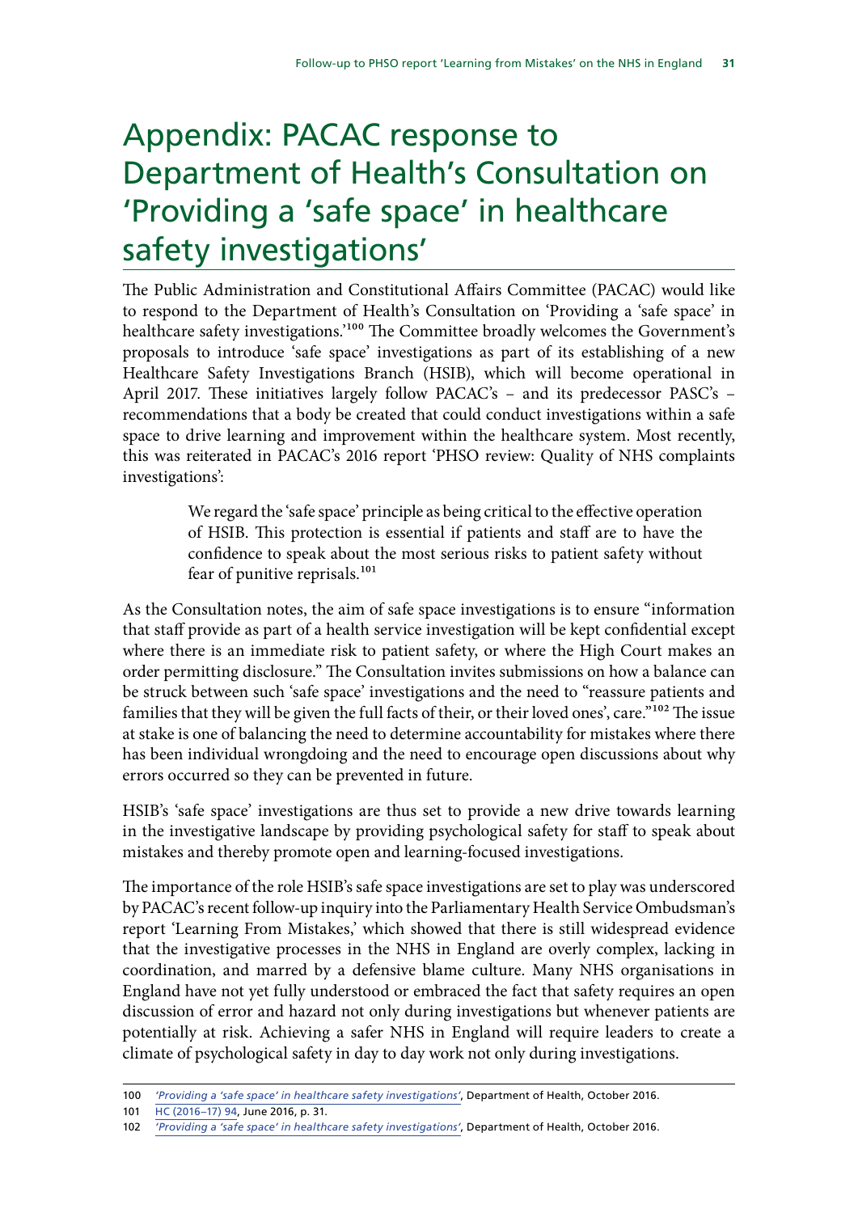# Appendix: PACAC response to Department of Health's Consultation on 'Providing a 'safe space' in healthcare safety investigations'

The Public Administration and Constitutional Affairs Committee (PACAC) would like to respond to the Department of Health's Consultation on 'Providing a 'safe space' in healthcare safety investigations.'[100] The Committee broadly welcomes the Government's proposals to introduce 'safe space' investigations as part of its establishing of a new Healthcare Safety Investigations Branch (HSIB), which will become operational in April 2017. These initiatives largely follow PACAC's – and its predecessor PASC's – recommendations that a body be created that could conduct investigations within a safe space to drive learning and improvement within the healthcare system. Most recently, this was reiterated in PACAC's 2016 report 'PHSO review: Quality of NHS complaints investigations':

> We regard the 'safe space' principle as being critical to the effective operation of HSIB. This protection is essential if patients and staff are to have the confidence to speak about the most serious risks to patient safety without fear of punitive reprisals.[101]

As the Consultation notes, the aim of safe space investigations is to ensure "information that staff provide as part of a health service investigation will be kept confidential except where there is an immediate risk to patient safety, or where the High Court makes an order permitting disclosure." The Consultation invites submissions on how a balance can be struck between such 'safe space' investigations and the need to "reassure patients and families that they will be given the full facts of their, or their loved ones', care."[102] The issue at stake is one of balancing the need to determine accountability for mistakes where there has been individual wrongdoing and the need to encourage open discussions about why errors occurred so they can be prevented in future.

HSIB's 'safe space' investigations are thus set to provide a new drive towards learning in the investigative landscape by providing psychological safety for staff to speak about mistakes and thereby promote open and learning-focused investigations.

The importance of the role HSIB's safe space investigations are set to play was underscored by PACAC's recent follow-up inquiry into the Parliamentary Health Service Ombudsman's report 'Learning From Mistakes,' which showed that there is still widespread evidence that the investigative processes in the NHS in England are overly complex, lacking in coordination, and marred by a defensive blame culture. Many NHS organisations in England have not yet fully understood or embraced the fact that safety requires an open discussion of error and hazard not only during investigations but whenever patients are potentially at risk. Achieving a safer NHS in England will require leaders to create a climate of psychological safety in day to day work not only during investigations.

100 *'Providing a 'safe space' in healthcare safety investigations'*, Department of Health, October 2016.

101 HC (2016–17) 94, June 2016, p. 31.

102 *'Providing a 'safe space' in healthcare safety investigations'*, Department of Health, October 2016.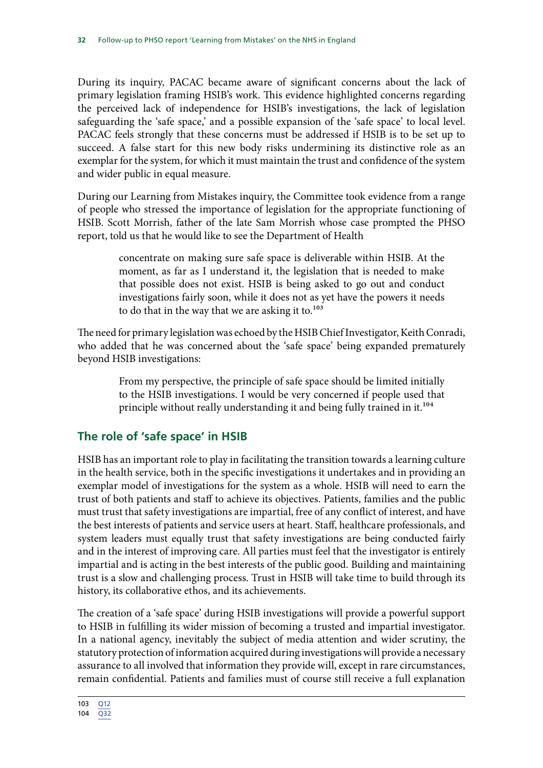During its inquiry, PACAC became aware of significant concerns about the lack of primary legislation framing HSIB's work. This evidence highlighted concerns regarding the perceived lack of independence for HSIB's investigations, the lack of legislation safeguarding the 'safe space,' and a possible expansion of the 'safe space' to local level. PACAC feels strongly that these concerns must be addressed if HSIB is to be set up to succeed. A false start for this new body risks undermining its distinctive role as an exemplar for the system, for which it must maintain the trust and confidence of the system and wider public in equal measure.

During our Learning from Mistakes inquiry, the Committee took evidence from a range of people who stressed the importance of legislation for the appropriate functioning of HSIB. Scott Morrish, father of the late Sam Morrish whose case prompted the PHSO report, told us that he would like to see the Department of Health

> concentrate on making sure safe space is deliverable within HSIB. At the moment, as far as I understand it, the legislation that is needed to make that possible does not exist. HSIB is being asked to go out and conduct investigations fairly soon, while it does not as yet have the powers it needs to do that in the way that we are asking it to.[103]

The need for primary legislation was echoed by the HSIB Chief Investigator, Keith Conradi, who added that he was concerned about the 'safe space' being expanded prematurely beyond HSIB investigations:

> From my perspective, the principle of safe space should be limited initially to the HSIB investigations. I would be very concerned if people used that principle without really understanding it and being fully trained in it.[104]

## The role of 'safe space' in HSIB

HSIB has an important role to play in facilitating the transition towards a learning culture in the health service, both in the specific investigations it undertakes and in providing an exemplar model of investigations for the system as a whole. HSIB will need to earn the trust of both patients and staff to achieve its objectives. Patients, families and the public must trust that safety investigations are impartial, free of any conflict of interest, and have the best interests of patients and service users at heart. Staff, healthcare professionals, and system leaders must equally trust that safety investigations are being conducted fairly and in the interest of improving care. All parties must feel that the investigator is entirely impartial and is acting in the best interests of the public good. Building and maintaining trust is a slow and challenging process. Trust in HSIB will take time to build through its history, its collaborative ethos, and its achievements.

The creation of a 'safe space' during HSIB investigations will provide a powerful support to HSIB in fulfilling its wider mission of becoming a trusted and impartial investigator. In a national agency, inevitably the subject of media attention and wider scrutiny, the statutory protection of information acquired during investigations will provide a necessary assurance to all involved that information they provide will, except in rare circumstances, remain confidential. Patients and families must of course still receive a full explanation

103 Q12

104 Q32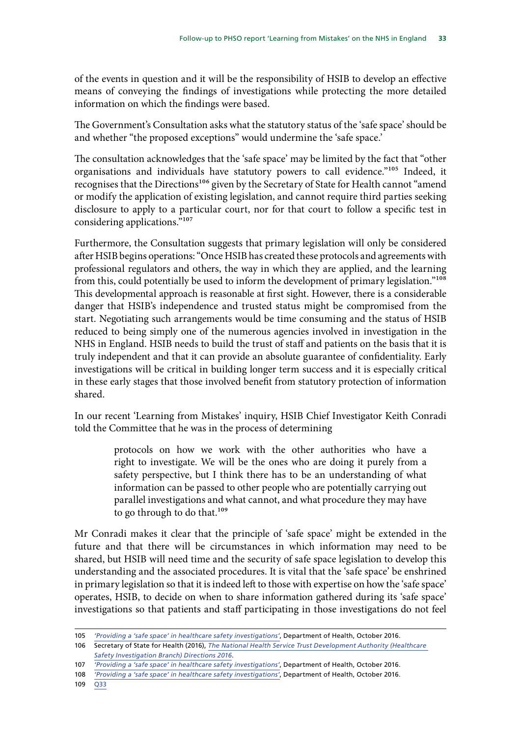of the events in question and it will be the responsibility of HSIB to develop an effective means of conveying the findings of investigations while protecting the more detailed information on which the findings were based.

The Government's Consultation asks what the statutory status of the 'safe space' should be and whether "the proposed exceptions" would undermine the 'safe space.'

The consultation acknowledges that the 'safe space' may be limited by the fact that "other organisations and individuals have statutory powers to call evidence."[105] Indeed, it recognises that the Directions[106] given by the Secretary of State for Health cannot "amend or modify the application of existing legislation, and cannot require third parties seeking disclosure to apply to a particular court, nor for that court to follow a specific test in considering applications."[107]

Furthermore, the Consultation suggests that primary legislation will only be considered after HSIB begins operations: "Once HSIB has created these protocols and agreements with professional regulators and others, the way in which they are applied, and the learning from this, could potentially be used to inform the development of primary legislation."[108] This developmental approach is reasonable at first sight. However, there is a considerable danger that HSIB's independence and trusted status might be compromised from the start. Negotiating such arrangements would be time consuming and the status of HSIB reduced to being simply one of the numerous agencies involved in investigation in the NHS in England. HSIB needs to build the trust of staff and patients on the basis that it is truly independent and that it can provide an absolute guarantee of confidentiality. Early investigations will be critical in building longer term success and it is especially critical in these early stages that those involved benefit from statutory protection of information shared.

In our recent 'Learning from Mistakes' inquiry, HSIB Chief Investigator Keith Conradi told the Committee that he was in the process of determining

> protocols on how we work with the other authorities who have a right to investigate. We will be the ones who are doing it purely from a safety perspective, but I think there has to be an understanding of what information can be passed to other people who are potentially carrying out parallel investigations and what cannot, and what procedure they may have to go through to do that.[109]

Mr Conradi makes it clear that the principle of 'safe space' might be extended in the future and that there will be circumstances in which information may need to be shared, but HSIB will need time and the security of safe space legislation to develop this understanding and the associated procedures. It is vital that the 'safe space' be enshrined in primary legislation so that it is indeed left to those with expertise on how the 'safe space' operates, HSIB, to decide on when to share information gathered during its 'safe space' investigations so that patients and staff participating in those investigations do not feel

---

105 *'Providing a 'safe space' in healthcare safety investigations'*, Department of Health, October 2016.

106 Secretary of State for Health (2016), *The National Health Service Trust Development Authority (Healthcare Safety Investigation Branch) Directions 2016*.

107 *'Providing a 'safe space' in healthcare safety investigations'*, Department of Health, October 2016.

108 *'Providing a 'safe space' in healthcare safety investigations'*, Department of Health, October 2016.

109 Q33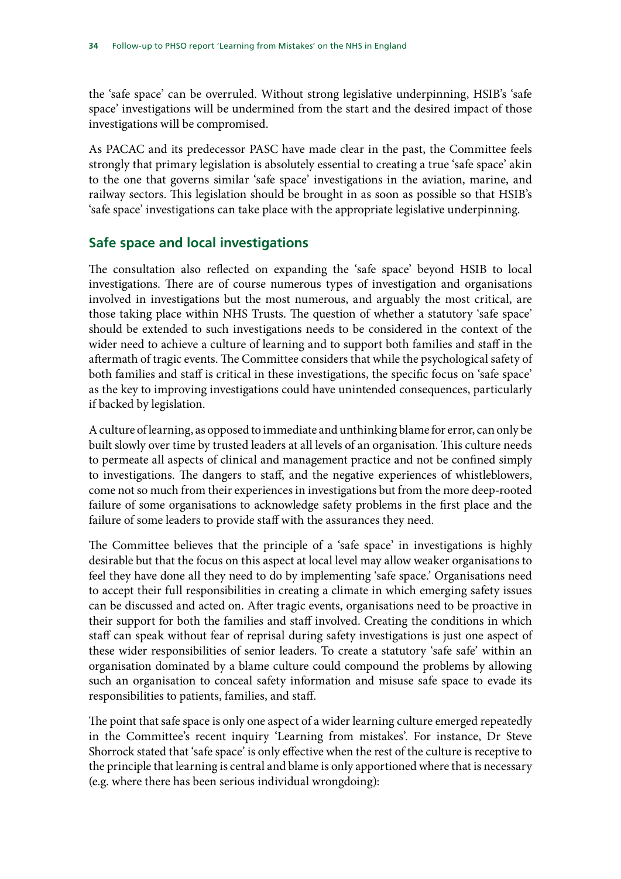the 'safe space' can be overruled. Without strong legislative underpinning, HSIB's 'safe space' investigations will be undermined from the start and the desired impact of those investigations will be compromised.

As PACAC and its predecessor PASC have made clear in the past, the Committee feels strongly that primary legislation is absolutely essential to creating a true 'safe space' akin to the one that governs similar 'safe space' investigations in the aviation, marine, and railway sectors. This legislation should be brought in as soon as possible so that HSIB's 'safe space' investigations can take place with the appropriate legislative underpinning.

## Safe space and local investigations

The consultation also reflected on expanding the 'safe space' beyond HSIB to local investigations. There are of course numerous types of investigation and organisations involved in investigations but the most numerous, and arguably the most critical, are those taking place within NHS Trusts. The question of whether a statutory 'safe space' should be extended to such investigations needs to be considered in the context of the wider need to achieve a culture of learning and to support both families and staff in the aftermath of tragic events. The Committee considers that while the psychological safety of both families and staff is critical in these investigations, the specific focus on 'safe space' as the key to improving investigations could have unintended consequences, particularly if backed by legislation.

A culture of learning, as opposed to immediate and unthinking blame for error, can only be built slowly over time by trusted leaders at all levels of an organisation. This culture needs to permeate all aspects of clinical and management practice and not be confined simply to investigations. The dangers to staff, and the negative experiences of whistleblowers, come not so much from their experiences in investigations but from the more deep-rooted failure of some organisations to acknowledge safety problems in the first place and the failure of some leaders to provide staff with the assurances they need.

The Committee believes that the principle of a 'safe space' in investigations is highly desirable but that the focus on this aspect at local level may allow weaker organisations to feel they have done all they need to do by implementing 'safe space.' Organisations need to accept their full responsibilities in creating a climate in which emerging safety issues can be discussed and acted on. After tragic events, organisations need to be proactive in their support for both the families and staff involved. Creating the conditions in which staff can speak without fear of reprisal during safety investigations is just one aspect of these wider responsibilities of senior leaders. To create a statutory 'safe safe' within an organisation dominated by a blame culture could compound the problems by allowing such an organisation to conceal safety information and misuse safe space to evade its responsibilities to patients, families, and staff.

The point that safe space is only one aspect of a wider learning culture emerged repeatedly in the Committee's recent inquiry 'Learning from mistakes'. For instance, Dr Steve Shorrock stated that 'safe space' is only effective when the rest of the culture is receptive to the principle that learning is central and blame is only apportioned where that is necessary (e.g. where there has been serious individual wrongdoing):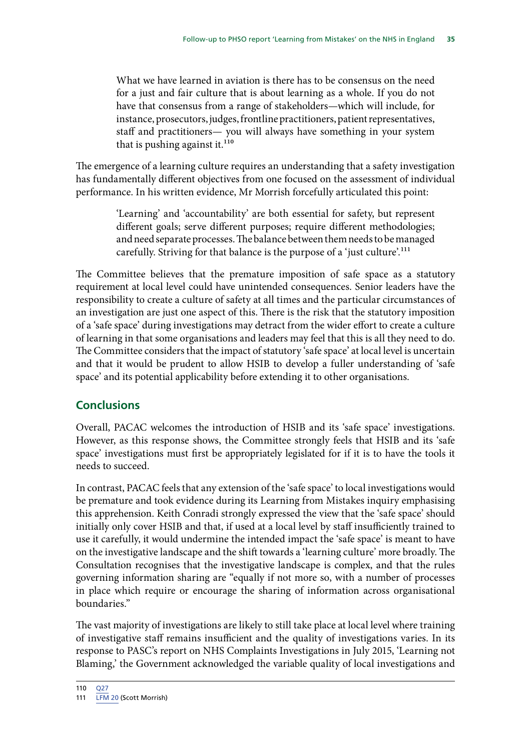> What we have learned in aviation is there has to be consensus on the need for a just and fair culture that is about learning as a whole. If you do not have that consensus from a range of stakeholders—which will include, for instance, prosecutors, judges, frontline practitioners, patient representatives, staff and practitioners— you will always have something in your system that is pushing against it.[110]

The emergence of a learning culture requires an understanding that a safety investigation has fundamentally different objectives from one focused on the assessment of individual performance. In his written evidence, Mr Morrish forcefully articulated this point:

> 'Learning' and 'accountability' are both essential for safety, but represent different goals; serve different purposes; require different methodologies; and need separate processes. The balance between them needs to be managed carefully. Striving for that balance is the purpose of a 'just culture'.[111]

The Committee believes that the premature imposition of safe space as a statutory requirement at local level could have unintended consequences. Senior leaders have the responsibility to create a culture of safety at all times and the particular circumstances of an investigation are just one aspect of this. There is the risk that the statutory imposition of a 'safe space' during investigations may detract from the wider effort to create a culture of learning in that some organisations and leaders may feel that this is all they need to do. The Committee considers that the impact of statutory 'safe space' at local level is uncertain and that it would be prudent to allow HSIB to develop a fuller understanding of 'safe space' and its potential applicability before extending it to other organisations.

## Conclusions

Overall, PACAC welcomes the introduction of HSIB and its 'safe space' investigations. However, as this response shows, the Committee strongly feels that HSIB and its 'safe space' investigations must first be appropriately legislated for if it is to have the tools it needs to succeed.

In contrast, PACAC feels that any extension of the 'safe space' to local investigations would be premature and took evidence during its Learning from Mistakes inquiry emphasising this apprehension. Keith Conradi strongly expressed the view that the 'safe space' should initially only cover HSIB and that, if used at a local level by staff insufficiently trained to use it carefully, it would undermine the intended impact the 'safe space' is meant to have on the investigative landscape and the shift towards a 'learning culture' more broadly. The Consultation recognises that the investigative landscape is complex, and that the rules governing information sharing are "equally if not more so, with a number of processes in place which require or encourage the sharing of information across organisational boundaries."

The vast majority of investigations are likely to still take place at local level where training of investigative staff remains insufficient and the quality of investigations varies. In its response to PASC's report on NHS Complaints Investigations in July 2015, 'Learning not Blaming,' the Government acknowledged the variable quality of local investigations and

110 Q27
111 LFM 20 (Scott Morrish)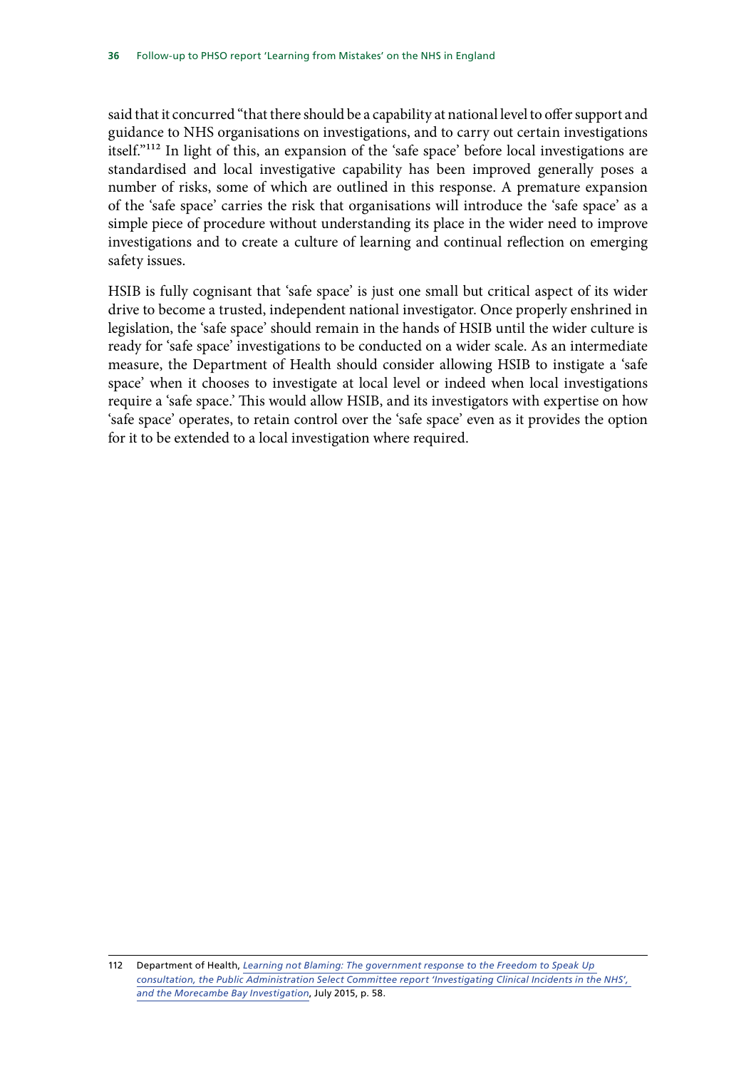said that it concurred "that there should be a capability at national level to offer support and guidance to NHS organisations on investigations, and to carry out certain investigations itself."[112] In light of this, an expansion of the 'safe space' before local investigations are standardised and local investigative capability has been improved generally poses a number of risks, some of which are outlined in this response. A premature expansion of the 'safe space' carries the risk that organisations will introduce the 'safe space' as a simple piece of procedure without understanding its place in the wider need to improve investigations and to create a culture of learning and continual reflection on emerging safety issues.

HSIB is fully cognisant that 'safe space' is just one small but critical aspect of its wider drive to become a trusted, independent national investigator. Once properly enshrined in legislation, the 'safe space' should remain in the hands of HSIB until the wider culture is ready for 'safe space' investigations to be conducted on a wider scale. As an intermediate measure, the Department of Health should consider allowing HSIB to instigate a 'safe space' when it chooses to investigate at local level or indeed when local investigations require a 'safe space.' This would allow HSIB, and its investigators with expertise on how 'safe space' operates, to retain control over the 'safe space' even as it provides the option for it to be extended to a local investigation where required.

112 Department of Health, *Learning not Blaming: The government response to the Freedom to Speak Up consultation, the Public Administration Select Committee report 'Investigating Clinical Incidents in the NHS', and the Morecambe Bay Investigation*, July 2015, p. 58.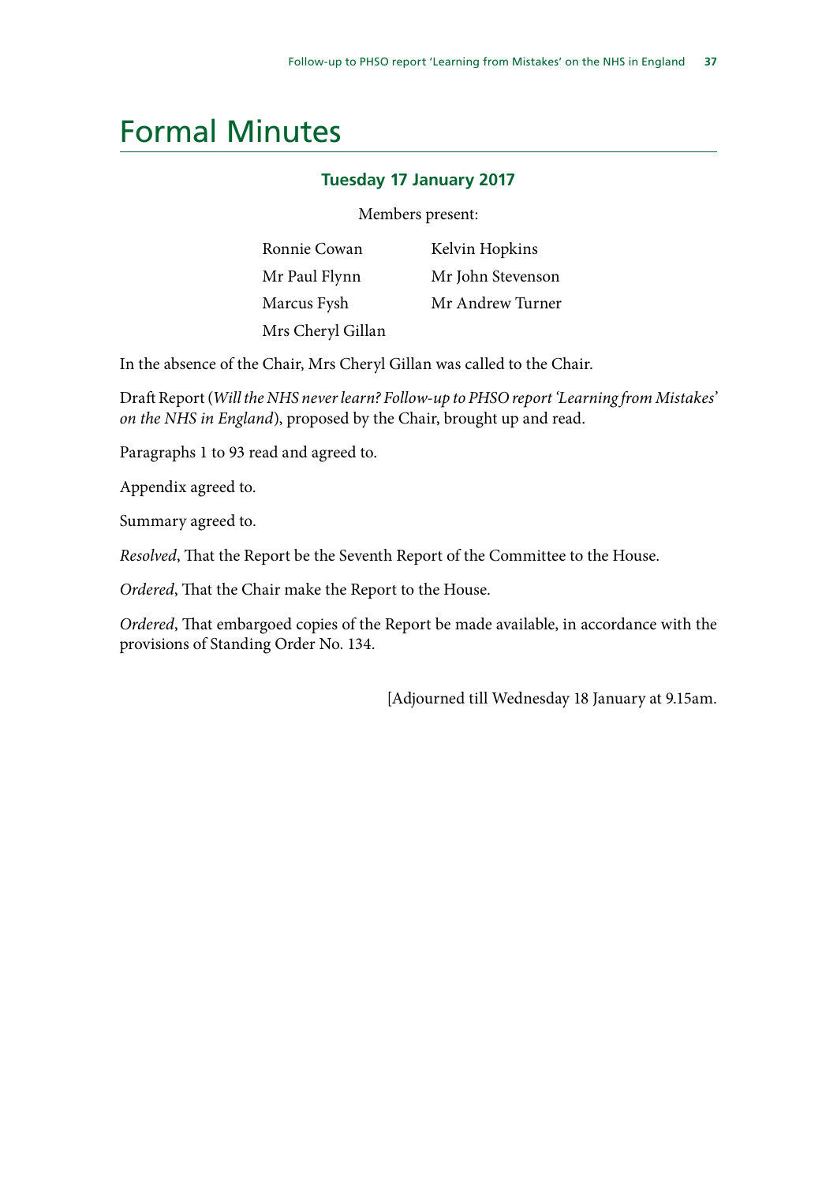# Formal Minutes

### Tuesday 17 January 2017

Members present:

| | |
|---|---|
| Ronnie Cowan | Kelvin Hopkins |
| Mr Paul Flynn | Mr John Stevenson |
| Marcus Fysh | Mr Andrew Turner |
| Mrs Cheryl Gillan | |

In the absence of the Chair, Mrs Cheryl Gillan was called to the Chair.

Draft Report (*Will the NHS never learn? Follow-up to PHSO report 'Learning from Mistakes' on the NHS in England*), proposed by the Chair, brought up and read.

Paragraphs 1 to 93 read and agreed to.

Appendix agreed to.

Summary agreed to.

*Resolved*, That the Report be the Seventh Report of the Committee to the House.

*Ordered*, That the Chair make the Report to the House.

*Ordered*, That embargoed copies of the Report be made available, in accordance with the provisions of Standing Order No. 134.

[Adjourned till Wednesday 18 January at 9.15am.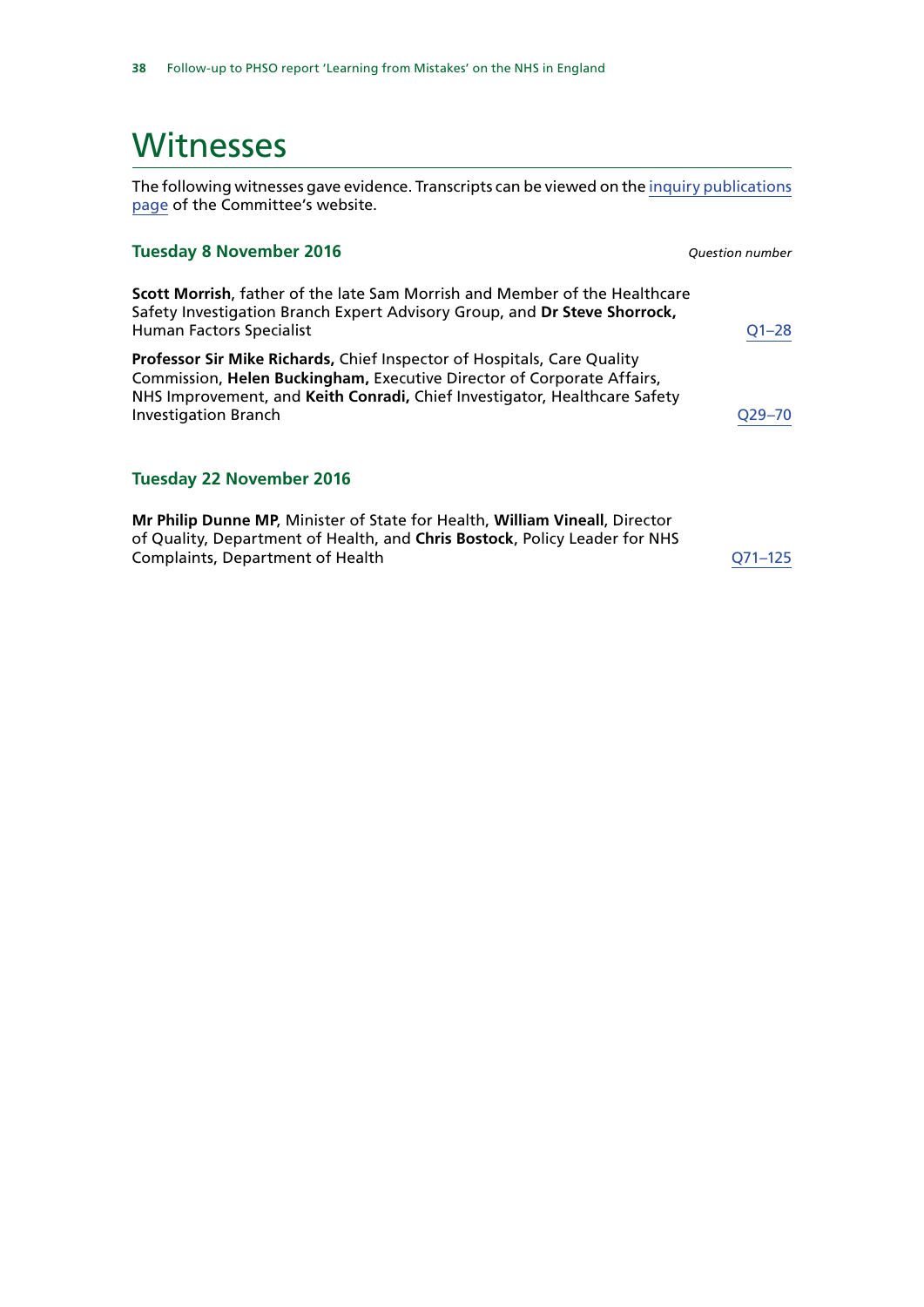# Witnesses

The following witnesses gave evidence. Transcripts can be viewed on the inquiry publications page of the Committee's website.

### Tuesday 8 November 2016

*Question number*

**Scott Morrish**, father of the late Sam Morrish and Member of the Healthcare Safety Investigation Branch Expert Advisory Group, and **Dr Steve Shorrock,** Human Factors Specialist — Q1–28

**Professor Sir Mike Richards,** Chief Inspector of Hospitals, Care Quality Commission, **Helen Buckingham,** Executive Director of Corporate Affairs, NHS Improvement, and **Keith Conradi,** Chief Investigator, Healthcare Safety Investigation Branch — Q29–70

### Tuesday 22 November 2016

**Mr Philip Dunne MP**, Minister of State for Health, **William Vineall**, Director of Quality, Department of Health, and **Chris Bostock**, Policy Leader for NHS Complaints, Department of Health — Q71–125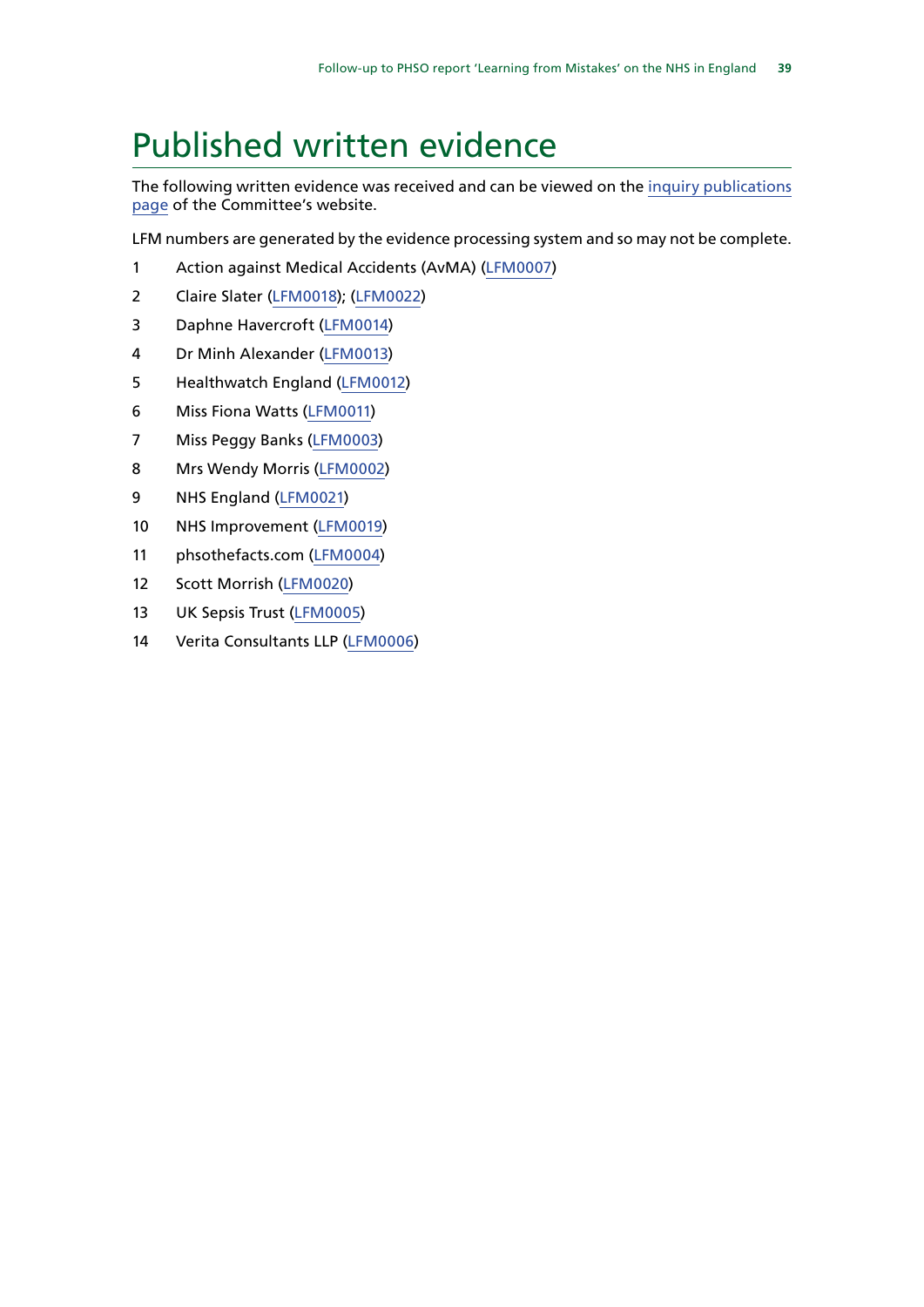# Published written evidence

The following written evidence was received and can be viewed on the inquiry publications page of the Committee's website.

LFM numbers are generated by the evidence processing system and so may not be complete.

1. Action against Medical Accidents (AvMA) (LFM0007)
2. Claire Slater (LFM0018); (LFM0022)
3. Daphne Havercroft (LFM0014)
4. Dr Minh Alexander (LFM0013)
5. Healthwatch England (LFM0012)
6. Miss Fiona Watts (LFM0011)
7. Miss Peggy Banks (LFM0003)
8. Mrs Wendy Morris (LFM0002)
9. NHS England (LFM0021)
10. NHS Improvement (LFM0019)
11. phsothefacts.com (LFM0004)
12. Scott Morrish (LFM0020)
13. UK Sepsis Trust (LFM0005)
14. Verita Consultants LLP (LFM0006)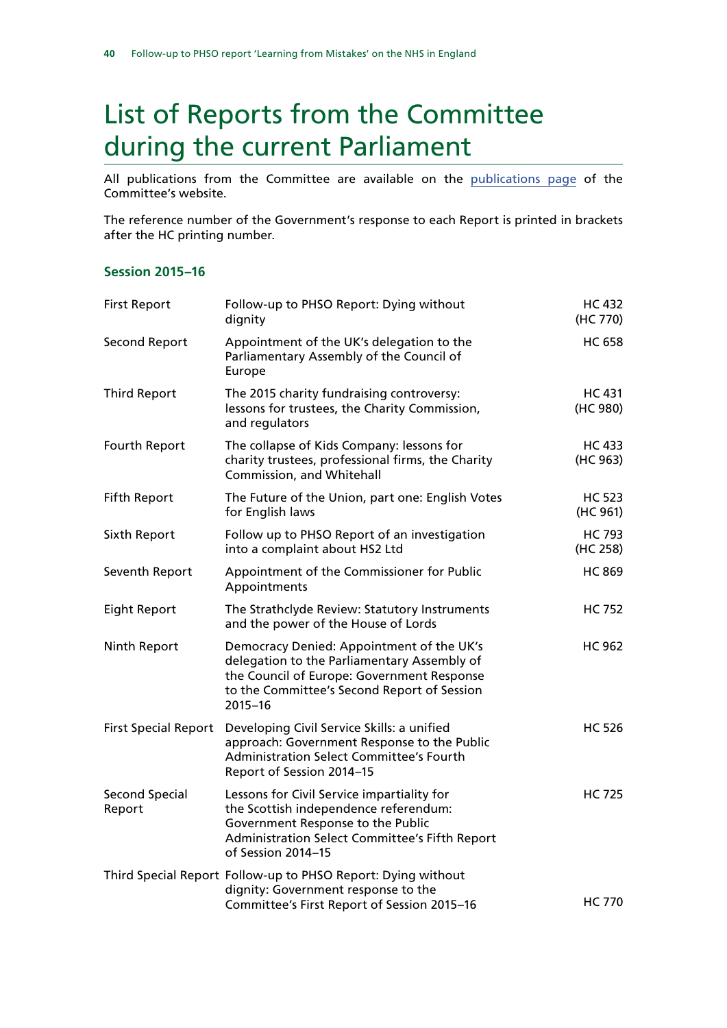# List of Reports from the Committee during the current Parliament

All publications from the Committee are available on the [publications page](#) of the Committee's website.

The reference number of the Government's response to each Report is printed in brackets after the HC printing number.

### Session 2015–16

| | | |
|---|---|---|
| First Report | Follow-up to PHSO Report: Dying without dignity | HC 432 (HC 770) |
| Second Report | Appointment of the UK's delegation to the Parliamentary Assembly of the Council of Europe | HC 658 |
| Third Report | The 2015 charity fundraising controversy: lessons for trustees, the Charity Commission, and regulators | HC 431 (HC 980) |
| Fourth Report | The collapse of Kids Company: lessons for charity trustees, professional firms, the Charity Commission, and Whitehall | HC 433 (HC 963) |
| Fifth Report | The Future of the Union, part one: English Votes for English laws | HC 523 (HC 961) |
| Sixth Report | Follow up to PHSO Report of an investigation into a complaint about HS2 Ltd | HC 793 (HC 258) |
| Seventh Report | Appointment of the Commissioner for Public Appointments | HC 869 |
| Eight Report | The Strathclyde Review: Statutory Instruments and the power of the House of Lords | HC 752 |
| Ninth Report | Democracy Denied: Appointment of the UK's delegation to the Parliamentary Assembly of the Council of Europe: Government Response to the Committee's Second Report of Session 2015–16 | HC 962 |
| First Special Report | Developing Civil Service Skills: a unified approach: Government Response to the Public Administration Select Committee's Fourth Report of Session 2014–15 | HC 526 |
| Second Special Report | Lessons for Civil Service impartiality for the Scottish independence referendum: Government Response to the Public Administration Select Committee's Fifth Report of Session 2014–15 | HC 725 |
| Third Special Report | Follow-up to PHSO Report: Dying without dignity: Government response to the Committee's First Report of Session 2015–16 | HC 770 |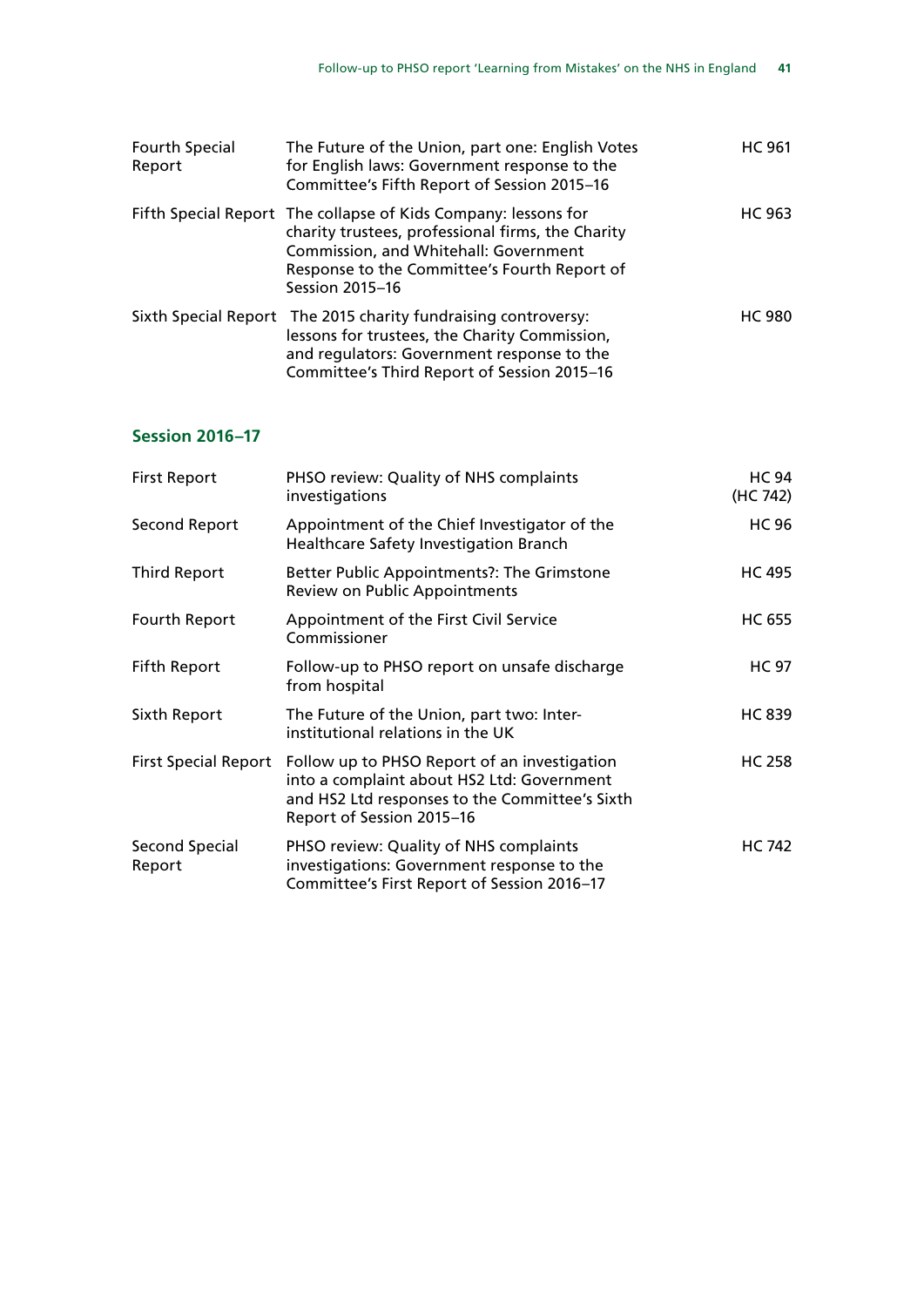| | | |
|---|---|---|
| Fourth Special Report | The Future of the Union, part one: English Votes for English laws: Government response to the Committee's Fifth Report of Session 2015–16 | HC 961 |
| Fifth Special Report | The collapse of Kids Company: lessons for charity trustees, professional firms, the Charity Commission, and Whitehall: Government Response to the Committee's Fourth Report of Session 2015–16 | HC 963 |
| Sixth Special Report | The 2015 charity fundraising controversy: lessons for trustees, the Charity Commission, and regulators: Government response to the Committee's Third Report of Session 2015–16 | HC 980 |

### Session 2016–17

| | | |
|---|---|---|
| First Report | PHSO review: Quality of NHS complaints investigations | HC 94 (HC 742) |
| Second Report | Appointment of the Chief Investigator of the Healthcare Safety Investigation Branch | HC 96 |
| Third Report | Better Public Appointments?: The Grimstone Review on Public Appointments | HC 495 |
| Fourth Report | Appointment of the First Civil Service Commissioner | HC 655 |
| Fifth Report | Follow-up to PHSO report on unsafe discharge from hospital | HC 97 |
| Sixth Report | The Future of the Union, part two: Inter-institutional relations in the UK | HC 839 |
| First Special Report | Follow up to PHSO Report of an investigation into a complaint about HS2 Ltd: Government and HS2 Ltd responses to the Committee's Sixth Report of Session 2015–16 | HC 258 |
| Second Special Report | PHSO review: Quality of NHS complaints investigations: Government response to the Committee's First Report of Session 2016–17 | HC 742 |